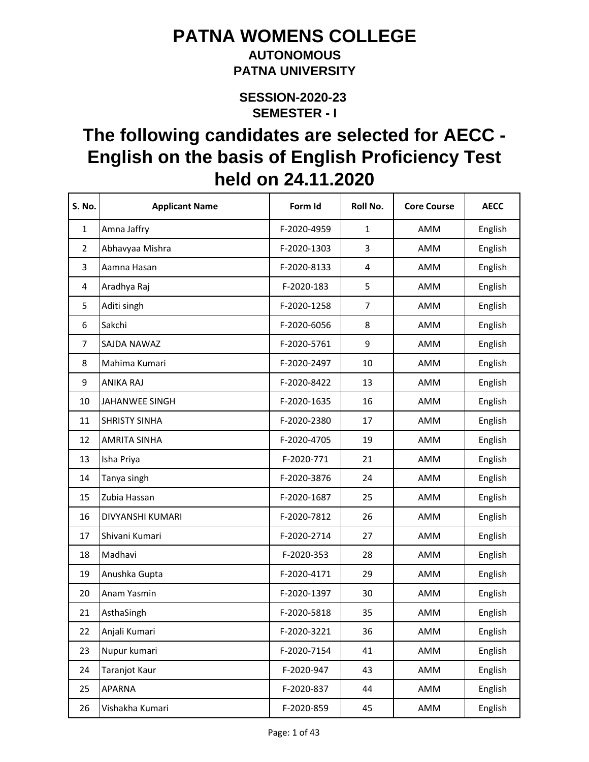# PATNA WOMENS COLLEGE

## AUTONOMOUS

## PATNA UNIVERSITY

### SESSION-2020-23

### SEMESTER - I

# The following candidates are selected for AECC - English on the basis of English Proficiency Test held on 24.11.2020

| S. No. | Applicant Name | Form Id | Roll No. | Core Course | AECC |
|---|---|---|---|---|---|
| 1 | Amna Jaffry | F-2020-4959 | 1 | AMM | English |
| 2 | Abhavyaa Mishra | F-2020-1303 | 3 | AMM | English |
| 3 | Aamna Hasan | F-2020-8133 | 4 | AMM | English |
| 4 | Aradhya Raj | F-2020-183 | 5 | AMM | English |
| 5 | Aditi singh | F-2020-1258 | 7 | AMM | English |
| 6 | Sakchi | F-2020-6056 | 8 | AMM | English |
| 7 | SAJDA NAWAZ | F-2020-5761 | 9 | AMM | English |
| 8 | Mahima Kumari | F-2020-2497 | 10 | AMM | English |
| 9 | ANIKA RAJ | F-2020-8422 | 13 | AMM | English |
| 10 | JAHANWEE SINGH | F-2020-1635 | 16 | AMM | English |
| 11 | SHRISTY SINHA | F-2020-2380 | 17 | AMM | English |
| 12 | AMRITA SINHA | F-2020-4705 | 19 | AMM | English |
| 13 | Isha Priya | F-2020-771 | 21 | AMM | English |
| 14 | Tanya singh | F-2020-3876 | 24 | AMM | English |
| 15 | Zubia Hassan | F-2020-1687 | 25 | AMM | English |
| 16 | DIVYANSHI KUMARI | F-2020-7812 | 26 | AMM | English |
| 17 | Shivani Kumari | F-2020-2714 | 27 | AMM | English |
| 18 | Madhavi | F-2020-353 | 28 | AMM | English |
| 19 | Anushka Gupta | F-2020-4171 | 29 | AMM | English |
| 20 | Anam Yasmin | F-2020-1397 | 30 | AMM | English |
| 21 | AsthaSingh | F-2020-5818 | 35 | AMM | English |
| 22 | Anjali Kumari | F-2020-3221 | 36 | AMM | English |
| 23 | Nupur kumari | F-2020-7154 | 41 | AMM | English |
| 24 | Taranjot Kaur | F-2020-947 | 43 | AMM | English |
| 25 | APARNA | F-2020-837 | 44 | AMM | English |
| 26 | Vishakha Kumari | F-2020-859 | 45 | AMM | English |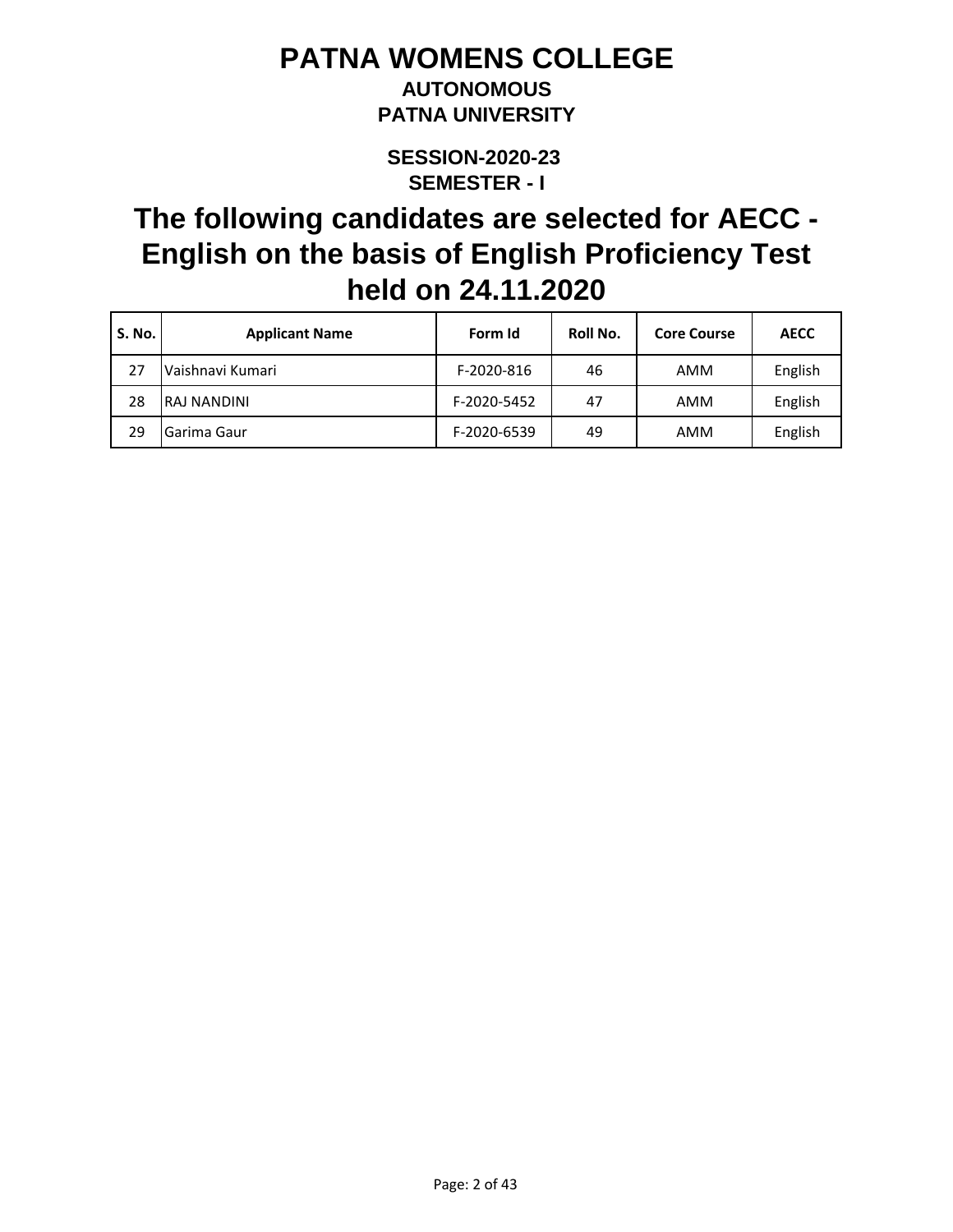# PATNA WOMENS COLLEGE

**AUTONOMOUS**

**PATNA UNIVERSITY**

**SESSION-2020-23**

**SEMESTER - I**

## The following candidates are selected for AECC - English on the basis of English Proficiency Test held on 24.11.2020

| S. No. | Applicant Name | Form Id | Roll No. | Core Course | AECC |
|---|---|---|---|---|---|
| 27 | Vaishnavi Kumari | F-2020-816 | 46 | AMM | English |
| 28 | RAJ NANDINI | F-2020-5452 | 47 | AMM | English |
| 29 | Garima Gaur | F-2020-6539 | 49 | AMM | English |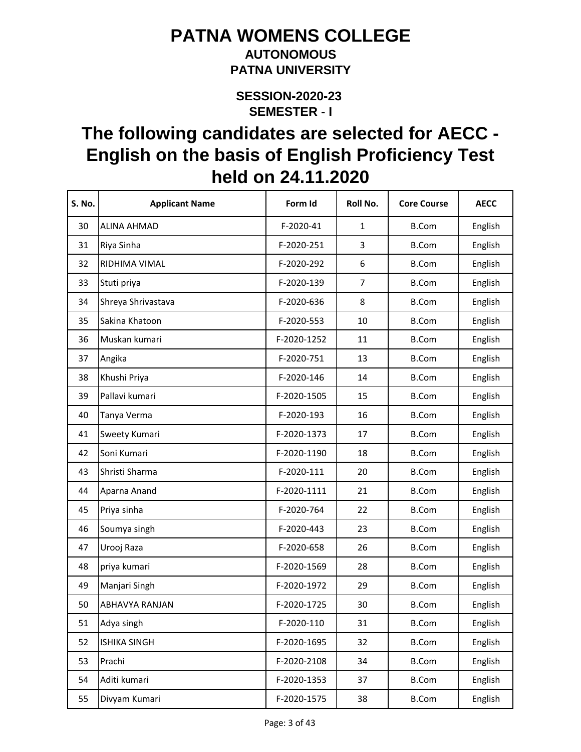# PATNA WOMENS COLLEGE

### AUTONOMOUS

### PATNA UNIVERSITY

### SESSION-2020-23

### SEMESTER - I

## The following candidates are selected for AECC - English on the basis of English Proficiency Test held on 24.11.2020

| S. No. | Applicant Name | Form Id | Roll No. | Core Course | AECC |
|---|---|---|---|---|---|
| 30 | ALINA AHMAD | F-2020-41 | 1 | B.Com | English |
| 31 | Riya Sinha | F-2020-251 | 3 | B.Com | English |
| 32 | RIDHIMA VIMAL | F-2020-292 | 6 | B.Com | English |
| 33 | Stuti priya | F-2020-139 | 7 | B.Com | English |
| 34 | Shreya Shrivastava | F-2020-636 | 8 | B.Com | English |
| 35 | Sakina Khatoon | F-2020-553 | 10 | B.Com | English |
| 36 | Muskan kumari | F-2020-1252 | 11 | B.Com | English |
| 37 | Angika | F-2020-751 | 13 | B.Com | English |
| 38 | Khushi Priya | F-2020-146 | 14 | B.Com | English |
| 39 | Pallavi kumari | F-2020-1505 | 15 | B.Com | English |
| 40 | Tanya Verma | F-2020-193 | 16 | B.Com | English |
| 41 | Sweety Kumari | F-2020-1373 | 17 | B.Com | English |
| 42 | Soni Kumari | F-2020-1190 | 18 | B.Com | English |
| 43 | Shristi Sharma | F-2020-111 | 20 | B.Com | English |
| 44 | Aparna Anand | F-2020-1111 | 21 | B.Com | English |
| 45 | Priya sinha | F-2020-764 | 22 | B.Com | English |
| 46 | Soumya singh | F-2020-443 | 23 | B.Com | English |
| 47 | Urooj Raza | F-2020-658 | 26 | B.Com | English |
| 48 | priya kumari | F-2020-1569 | 28 | B.Com | English |
| 49 | Manjari Singh | F-2020-1972 | 29 | B.Com | English |
| 50 | ABHAVYA RANJAN | F-2020-1725 | 30 | B.Com | English |
| 51 | Adya singh | F-2020-110 | 31 | B.Com | English |
| 52 | ISHIKA SINGH | F-2020-1695 | 32 | B.Com | English |
| 53 | Prachi | F-2020-2108 | 34 | B.Com | English |
| 54 | Aditi kumari | F-2020-1353 | 37 | B.Com | English |
| 55 | Divyam Kumari | F-2020-1575 | 38 | B.Com | English |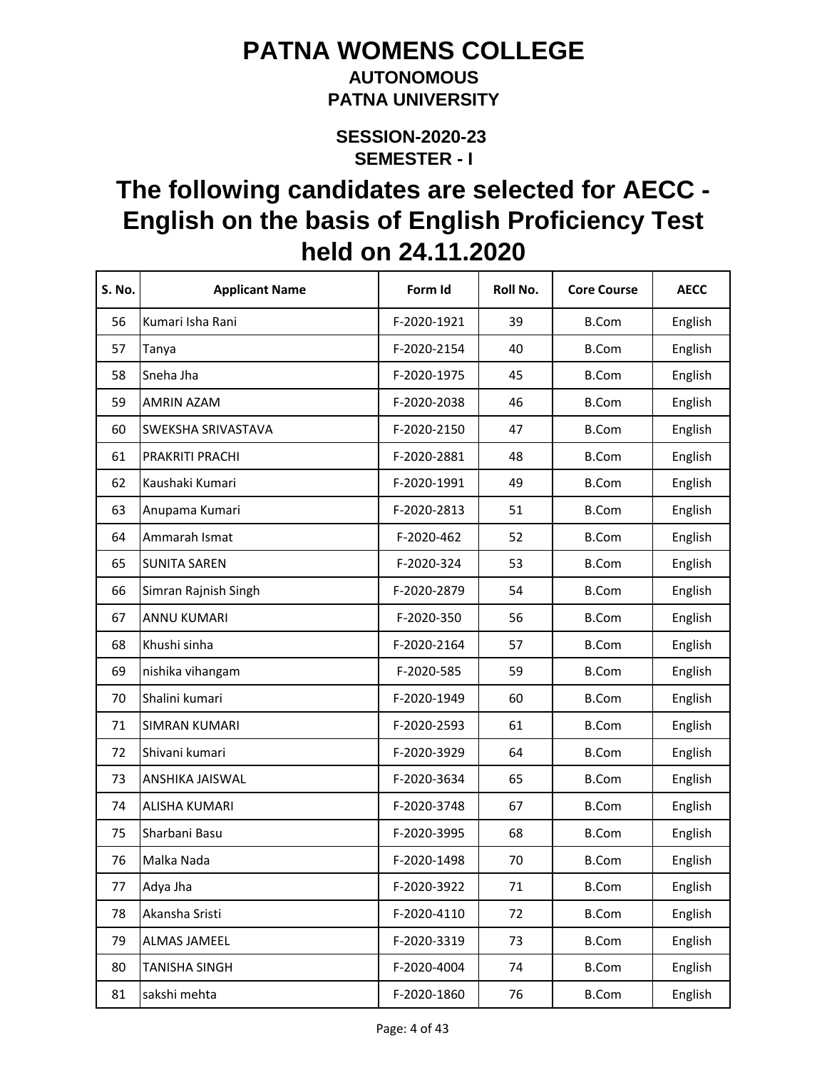# PATNA WOMENS COLLEGE

**AUTONOMOUS**

**PATNA UNIVERSITY**

**SESSION-2020-23**

**SEMESTER - I**

## The following candidates are selected for AECC - English on the basis of English Proficiency Test held on 24.11.2020

| S. No. | Applicant Name | Form Id | Roll No. | Core Course | AECC |
|---|---|---|---|---|---|
| 56 | Kumari Isha Rani | F-2020-1921 | 39 | B.Com | English |
| 57 | Tanya | F-2020-2154 | 40 | B.Com | English |
| 58 | Sneha Jha | F-2020-1975 | 45 | B.Com | English |
| 59 | AMRIN AZAM | F-2020-2038 | 46 | B.Com | English |
| 60 | SWEKSHA SRIVASTAVA | F-2020-2150 | 47 | B.Com | English |
| 61 | PRAKRITI PRACHI | F-2020-2881 | 48 | B.Com | English |
| 62 | Kaushaki Kumari | F-2020-1991 | 49 | B.Com | English |
| 63 | Anupama Kumari | F-2020-2813 | 51 | B.Com | English |
| 64 | Ammarah Ismat | F-2020-462 | 52 | B.Com | English |
| 65 | SUNITA SAREN | F-2020-324 | 53 | B.Com | English |
| 66 | Simran Rajnish Singh | F-2020-2879 | 54 | B.Com | English |
| 67 | ANNU KUMARI | F-2020-350 | 56 | B.Com | English |
| 68 | Khushi sinha | F-2020-2164 | 57 | B.Com | English |
| 69 | nishika vihangam | F-2020-585 | 59 | B.Com | English |
| 70 | Shalini kumari | F-2020-1949 | 60 | B.Com | English |
| 71 | SIMRAN KUMARI | F-2020-2593 | 61 | B.Com | English |
| 72 | Shivani kumari | F-2020-3929 | 64 | B.Com | English |
| 73 | ANSHIKA JAISWAL | F-2020-3634 | 65 | B.Com | English |
| 74 | ALISHA KUMARI | F-2020-3748 | 67 | B.Com | English |
| 75 | Sharbani Basu | F-2020-3995 | 68 | B.Com | English |
| 76 | Malka Nada | F-2020-1498 | 70 | B.Com | English |
| 77 | Adya Jha | F-2020-3922 | 71 | B.Com | English |
| 78 | Akansha Sristi | F-2020-4110 | 72 | B.Com | English |
| 79 | ALMAS JAMEEL | F-2020-3319 | 73 | B.Com | English |
| 80 | TANISHA SINGH | F-2020-4004 | 74 | B.Com | English |
| 81 | sakshi mehta | F-2020-1860 | 76 | B.Com | English |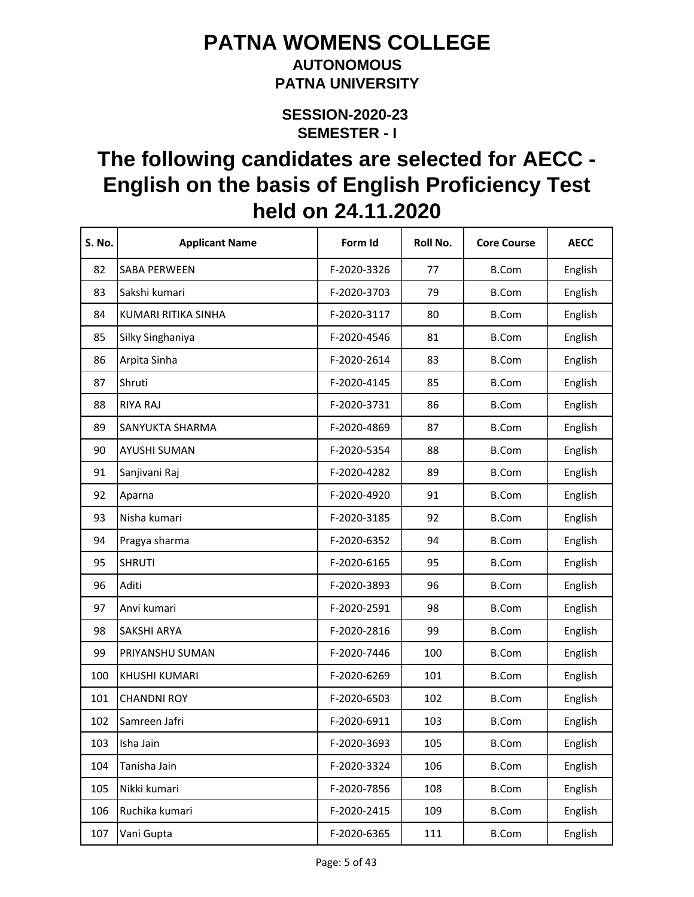# PATNA WOMENS COLLEGE

**AUTONOMOUS**

**PATNA UNIVERSITY**

**SESSION-2020-23**

**SEMESTER - I**

## The following candidates are selected for AECC - English on the basis of English Proficiency Test held on 24.11.2020

| S. No. | Applicant Name | Form Id | Roll No. | Core Course | AECC |
|---|---|---|---|---|---|
| 82 | SABA PERWEEN | F-2020-3326 | 77 | B.Com | English |
| 83 | Sakshi kumari | F-2020-3703 | 79 | B.Com | English |
| 84 | KUMARI RITIKA SINHA | F-2020-3117 | 80 | B.Com | English |
| 85 | Silky Singhaniya | F-2020-4546 | 81 | B.Com | English |
| 86 | Arpita Sinha | F-2020-2614 | 83 | B.Com | English |
| 87 | Shruti | F-2020-4145 | 85 | B.Com | English |
| 88 | RIYA RAJ | F-2020-3731 | 86 | B.Com | English |
| 89 | SANYUKTA SHARMA | F-2020-4869 | 87 | B.Com | English |
| 90 | AYUSHI SUMAN | F-2020-5354 | 88 | B.Com | English |
| 91 | Sanjivani Raj | F-2020-4282 | 89 | B.Com | English |
| 92 | Aparna | F-2020-4920 | 91 | B.Com | English |
| 93 | Nisha kumari | F-2020-3185 | 92 | B.Com | English |
| 94 | Pragya sharma | F-2020-6352 | 94 | B.Com | English |
| 95 | SHRUTI | F-2020-6165 | 95 | B.Com | English |
| 96 | Aditi | F-2020-3893 | 96 | B.Com | English |
| 97 | Anvi kumari | F-2020-2591 | 98 | B.Com | English |
| 98 | SAKSHI ARYA | F-2020-2816 | 99 | B.Com | English |
| 99 | PRIYANSHU SUMAN | F-2020-7446 | 100 | B.Com | English |
| 100 | KHUSHI KUMARI | F-2020-6269 | 101 | B.Com | English |
| 101 | CHANDNI ROY | F-2020-6503 | 102 | B.Com | English |
| 102 | Samreen Jafri | F-2020-6911 | 103 | B.Com | English |
| 103 | Isha Jain | F-2020-3693 | 105 | B.Com | English |
| 104 | Tanisha Jain | F-2020-3324 | 106 | B.Com | English |
| 105 | Nikki kumari | F-2020-7856 | 108 | B.Com | English |
| 106 | Ruchika kumari | F-2020-2415 | 109 | B.Com | English |
| 107 | Vani Gupta | F-2020-6365 | 111 | B.Com | English |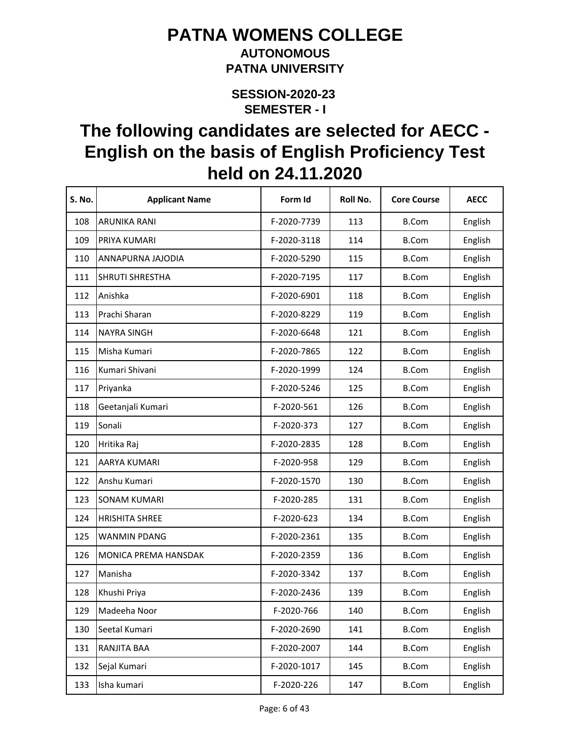# PATNA WOMENS COLLEGE

**AUTONOMOUS**

**PATNA UNIVERSITY**

**SESSION-2020-23**

**SEMESTER - I**

## The following candidates are selected for AECC - English on the basis of English Proficiency Test held on 24.11.2020

| S. No. | Applicant Name | Form Id | Roll No. | Core Course | AECC |
|---|---|---|---|---|---|
| 108 | ARUNIKA RANI | F-2020-7739 | 113 | B.Com | English |
| 109 | PRIYA KUMARI | F-2020-3118 | 114 | B.Com | English |
| 110 | ANNAPURNA JAJODIA | F-2020-5290 | 115 | B.Com | English |
| 111 | SHRUTI SHRESTHA | F-2020-7195 | 117 | B.Com | English |
| 112 | Anishka | F-2020-6901 | 118 | B.Com | English |
| 113 | Prachi Sharan | F-2020-8229 | 119 | B.Com | English |
| 114 | NAYRA SINGH | F-2020-6648 | 121 | B.Com | English |
| 115 | Misha Kumari | F-2020-7865 | 122 | B.Com | English |
| 116 | Kumari Shivani | F-2020-1999 | 124 | B.Com | English |
| 117 | Priyanka | F-2020-5246 | 125 | B.Com | English |
| 118 | Geetanjali Kumari | F-2020-561 | 126 | B.Com | English |
| 119 | Sonali | F-2020-373 | 127 | B.Com | English |
| 120 | Hritika Raj | F-2020-2835 | 128 | B.Com | English |
| 121 | AARYA KUMARI | F-2020-958 | 129 | B.Com | English |
| 122 | Anshu Kumari | F-2020-1570 | 130 | B.Com | English |
| 123 | SONAM KUMARI | F-2020-285 | 131 | B.Com | English |
| 124 | HRISHITA SHREE | F-2020-623 | 134 | B.Com | English |
| 125 | WANMIN PDANG | F-2020-2361 | 135 | B.Com | English |
| 126 | MONICA PREMA HANSDAK | F-2020-2359 | 136 | B.Com | English |
| 127 | Manisha | F-2020-3342 | 137 | B.Com | English |
| 128 | Khushi Priya | F-2020-2436 | 139 | B.Com | English |
| 129 | Madeeha Noor | F-2020-766 | 140 | B.Com | English |
| 130 | Seetal Kumari | F-2020-2690 | 141 | B.Com | English |
| 131 | RANJITA BAA | F-2020-2007 | 144 | B.Com | English |
| 132 | Sejal Kumari | F-2020-1017 | 145 | B.Com | English |
| 133 | Isha kumari | F-2020-226 | 147 | B.Com | English |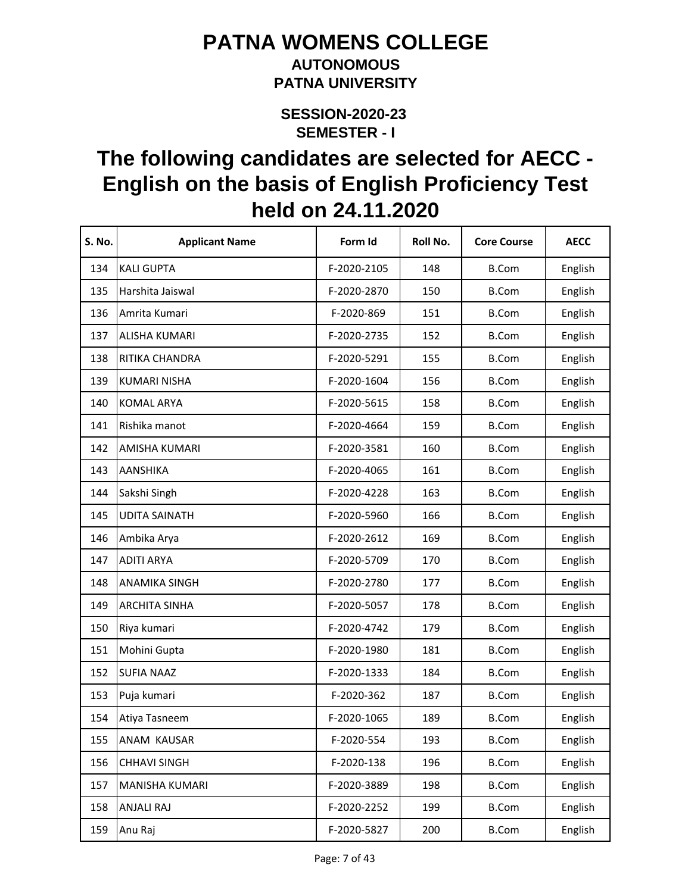# PATNA WOMENS COLLEGE

## AUTONOMOUS
## PATNA UNIVERSITY

### SESSION-2020-23
### SEMESTER - I

## The following candidates are selected for AECC - English on the basis of English Proficiency Test held on 24.11.2020

| S. No. | Applicant Name | Form Id | Roll No. | Core Course | AECC |
|---|---|---|---|---|---|
| 134 | KALI GUPTA | F-2020-2105 | 148 | B.Com | English |
| 135 | Harshita Jaiswal | F-2020-2870 | 150 | B.Com | English |
| 136 | Amrita Kumari | F-2020-869 | 151 | B.Com | English |
| 137 | ALISHA KUMARI | F-2020-2735 | 152 | B.Com | English |
| 138 | RITIKA CHANDRA | F-2020-5291 | 155 | B.Com | English |
| 139 | KUMARI NISHA | F-2020-1604 | 156 | B.Com | English |
| 140 | KOMAL ARYA | F-2020-5615 | 158 | B.Com | English |
| 141 | Rishika manot | F-2020-4664 | 159 | B.Com | English |
| 142 | AMISHA KUMARI | F-2020-3581 | 160 | B.Com | English |
| 143 | AANSHIKA | F-2020-4065 | 161 | B.Com | English |
| 144 | Sakshi Singh | F-2020-4228 | 163 | B.Com | English |
| 145 | UDITA SAINATH | F-2020-5960 | 166 | B.Com | English |
| 146 | Ambika Arya | F-2020-2612 | 169 | B.Com | English |
| 147 | ADITI ARYA | F-2020-5709 | 170 | B.Com | English |
| 148 | ANAMIKA SINGH | F-2020-2780 | 177 | B.Com | English |
| 149 | ARCHITA SINHA | F-2020-5057 | 178 | B.Com | English |
| 150 | Riya kumari | F-2020-4742 | 179 | B.Com | English |
| 151 | Mohini Gupta | F-2020-1980 | 181 | B.Com | English |
| 152 | SUFIA NAAZ | F-2020-1333 | 184 | B.Com | English |
| 153 | Puja kumari | F-2020-362 | 187 | B.Com | English |
| 154 | Atiya Tasneem | F-2020-1065 | 189 | B.Com | English |
| 155 | ANAM KAUSAR | F-2020-554 | 193 | B.Com | English |
| 156 | CHHAVI SINGH | F-2020-138 | 196 | B.Com | English |
| 157 | MANISHA KUMARI | F-2020-3889 | 198 | B.Com | English |
| 158 | ANJALI RAJ | F-2020-2252 | 199 | B.Com | English |
| 159 | Anu Raj | F-2020-5827 | 200 | B.Com | English |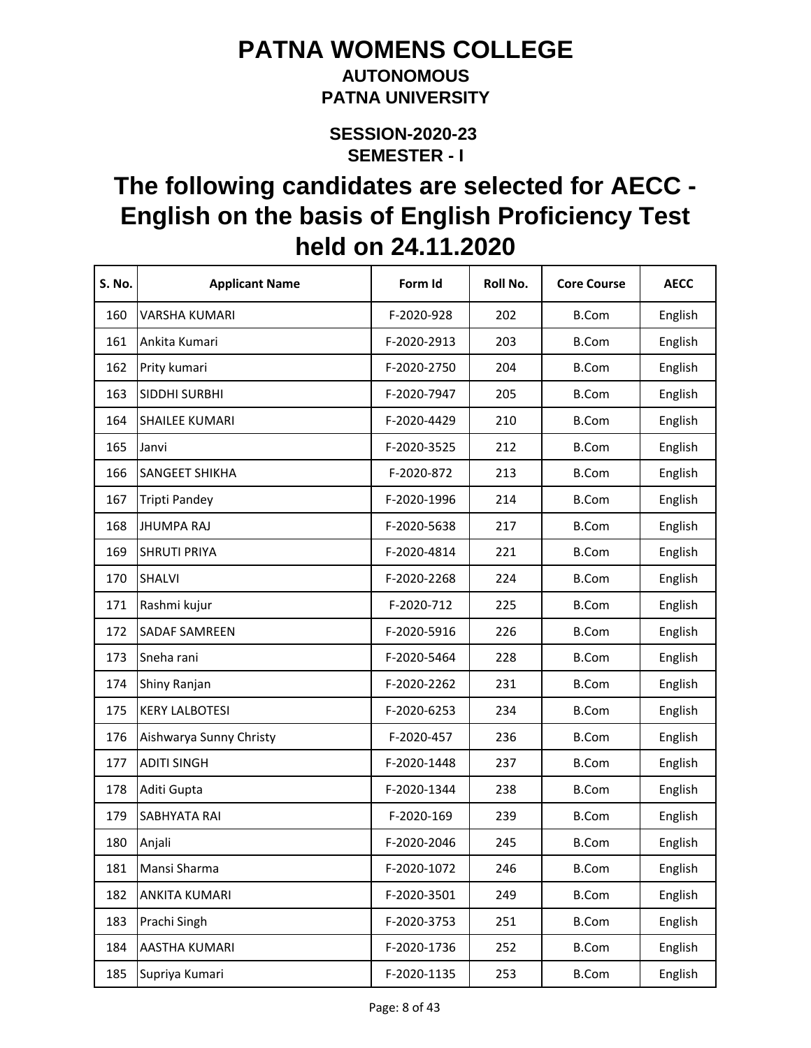# PATNA WOMENS COLLEGE

## AUTONOMOUS

## PATNA UNIVERSITY

### SESSION-2020-23

### SEMESTER - I

# The following candidates are selected for AECC - English on the basis of English Proficiency Test held on 24.11.2020

| S. No. | Applicant Name | Form Id | Roll No. | Core Course | AECC |
|---|---|---|---|---|---|
| 160 | VARSHA KUMARI | F-2020-928 | 202 | B.Com | English |
| 161 | Ankita Kumari | F-2020-2913 | 203 | B.Com | English |
| 162 | Prity kumari | F-2020-2750 | 204 | B.Com | English |
| 163 | SIDDHI SURBHI | F-2020-7947 | 205 | B.Com | English |
| 164 | SHAILEE KUMARI | F-2020-4429 | 210 | B.Com | English |
| 165 | Janvi | F-2020-3525 | 212 | B.Com | English |
| 166 | SANGEET SHIKHA | F-2020-872 | 213 | B.Com | English |
| 167 | Tripti Pandey | F-2020-1996 | 214 | B.Com | English |
| 168 | JHUMPA RAJ | F-2020-5638 | 217 | B.Com | English |
| 169 | SHRUTI PRIYA | F-2020-4814 | 221 | B.Com | English |
| 170 | SHALVI | F-2020-2268 | 224 | B.Com | English |
| 171 | Rashmi kujur | F-2020-712 | 225 | B.Com | English |
| 172 | SADAF SAMREEN | F-2020-5916 | 226 | B.Com | English |
| 173 | Sneha rani | F-2020-5464 | 228 | B.Com | English |
| 174 | Shiny Ranjan | F-2020-2262 | 231 | B.Com | English |
| 175 | KERY LALBOTESI | F-2020-6253 | 234 | B.Com | English |
| 176 | Aishwarya Sunny Christy | F-2020-457 | 236 | B.Com | English |
| 177 | ADITI SINGH | F-2020-1448 | 237 | B.Com | English |
| 178 | Aditi Gupta | F-2020-1344 | 238 | B.Com | English |
| 179 | SABHYATA RAI | F-2020-169 | 239 | B.Com | English |
| 180 | Anjali | F-2020-2046 | 245 | B.Com | English |
| 181 | Mansi Sharma | F-2020-1072 | 246 | B.Com | English |
| 182 | ANKITA KUMARI | F-2020-3501 | 249 | B.Com | English |
| 183 | Prachi Singh | F-2020-3753 | 251 | B.Com | English |
| 184 | AASTHA KUMARI | F-2020-1736 | 252 | B.Com | English |
| 185 | Supriya Kumari | F-2020-1135 | 253 | B.Com | English |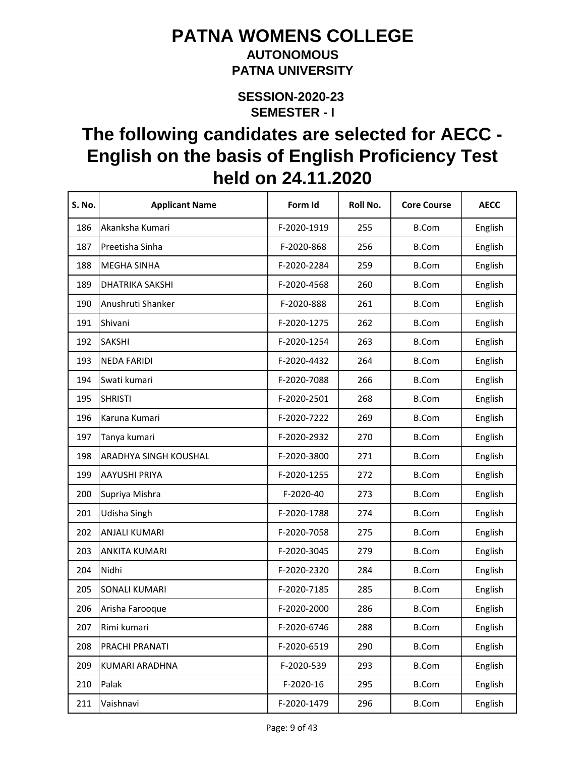# PATNA WOMENS COLLEGE

## AUTONOMOUS

## PATNA UNIVERSITY

### SESSION-2020-23

### SEMESTER - I

# The following candidates are selected for AECC - English on the basis of English Proficiency Test held on 24.11.2020

| S. No. | Applicant Name | Form Id | Roll No. | Core Course | AECC |
|---|---|---|---|---|---|
| 186 | Akanksha Kumari | F-2020-1919 | 255 | B.Com | English |
| 187 | Preetisha Sinha | F-2020-868 | 256 | B.Com | English |
| 188 | MEGHA SINHA | F-2020-2284 | 259 | B.Com | English |
| 189 | DHATRIKA SAKSHI | F-2020-4568 | 260 | B.Com | English |
| 190 | Anushruti Shanker | F-2020-888 | 261 | B.Com | English |
| 191 | Shivani | F-2020-1275 | 262 | B.Com | English |
| 192 | SAKSHI | F-2020-1254 | 263 | B.Com | English |
| 193 | NEDA FARIDI | F-2020-4432 | 264 | B.Com | English |
| 194 | Swati kumari | F-2020-7088 | 266 | B.Com | English |
| 195 | SHRISTI | F-2020-2501 | 268 | B.Com | English |
| 196 | Karuna Kumari | F-2020-7222 | 269 | B.Com | English |
| 197 | Tanya kumari | F-2020-2932 | 270 | B.Com | English |
| 198 | ARADHYA SINGH KOUSHAL | F-2020-3800 | 271 | B.Com | English |
| 199 | AAYUSHI PRIYA | F-2020-1255 | 272 | B.Com | English |
| 200 | Supriya Mishra | F-2020-40 | 273 | B.Com | English |
| 201 | Udisha Singh | F-2020-1788 | 274 | B.Com | English |
| 202 | ANJALI KUMARI | F-2020-7058 | 275 | B.Com | English |
| 203 | ANKITA KUMARI | F-2020-3045 | 279 | B.Com | English |
| 204 | Nidhi | F-2020-2320 | 284 | B.Com | English |
| 205 | SONALI KUMARI | F-2020-7185 | 285 | B.Com | English |
| 206 | Arisha Farooque | F-2020-2000 | 286 | B.Com | English |
| 207 | Rimi kumari | F-2020-6746 | 288 | B.Com | English |
| 208 | PRACHI PRANATI | F-2020-6519 | 290 | B.Com | English |
| 209 | KUMARI ARADHNA | F-2020-539 | 293 | B.Com | English |
| 210 | Palak | F-2020-16 | 295 | B.Com | English |
| 211 | Vaishnavi | F-2020-1479 | 296 | B.Com | English |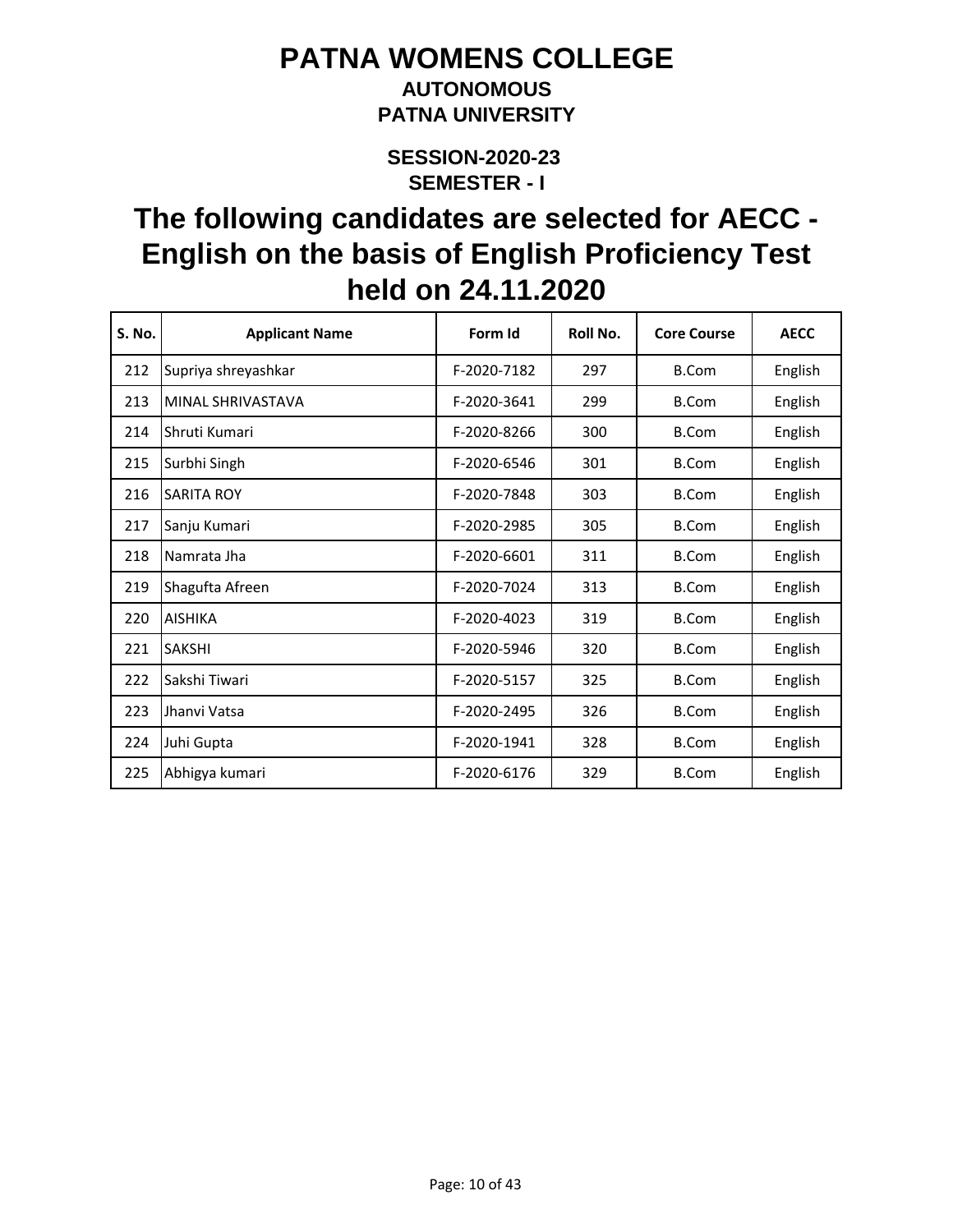# PATNA WOMENS COLLEGE

### AUTONOMOUS

### PATNA UNIVERSITY

### SESSION-2020-23

### SEMESTER - I

## The following candidates are selected for AECC - English on the basis of English Proficiency Test held on 24.11.2020

| S. No. | Applicant Name | Form Id | Roll No. | Core Course | AECC |
|---|---|---|---|---|---|
| 212 | Supriya shreyashkar | F-2020-7182 | 297 | B.Com | English |
| 213 | MINAL SHRIVASTAVA | F-2020-3641 | 299 | B.Com | English |
| 214 | Shruti Kumari | F-2020-8266 | 300 | B.Com | English |
| 215 | Surbhi Singh | F-2020-6546 | 301 | B.Com | English |
| 216 | SARITA ROY | F-2020-7848 | 303 | B.Com | English |
| 217 | Sanju Kumari | F-2020-2985 | 305 | B.Com | English |
| 218 | Namrata Jha | F-2020-6601 | 311 | B.Com | English |
| 219 | Shagufta Afreen | F-2020-7024 | 313 | B.Com | English |
| 220 | AISHIKA | F-2020-4023 | 319 | B.Com | English |
| 221 | SAKSHI | F-2020-5946 | 320 | B.Com | English |
| 222 | Sakshi Tiwari | F-2020-5157 | 325 | B.Com | English |
| 223 | Jhanvi Vatsa | F-2020-2495 | 326 | B.Com | English |
| 224 | Juhi Gupta | F-2020-1941 | 328 | B.Com | English |
| 225 | Abhigya kumari | F-2020-6176 | 329 | B.Com | English |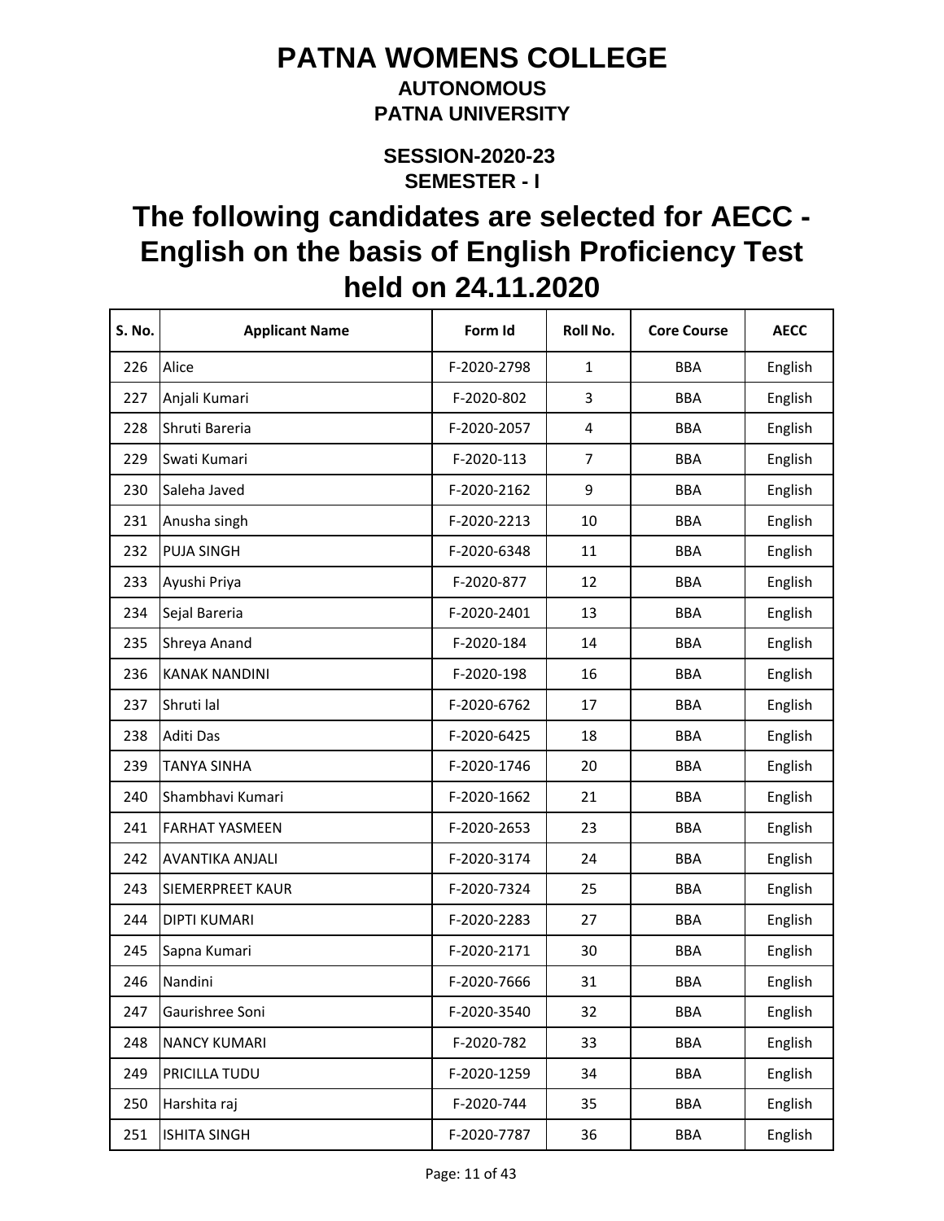# PATNA WOMENS COLLEGE

## AUTONOMOUS

## PATNA UNIVERSITY

### SESSION-2020-23

### SEMESTER - I

## The following candidates are selected for AECC - English on the basis of English Proficiency Test held on 24.11.2020

| S. No. | Applicant Name | Form Id | Roll No. | Core Course | AECC |
|---|---|---|---|---|---|
| 226 | Alice | F-2020-2798 | 1 | BBA | English |
| 227 | Anjali Kumari | F-2020-802 | 3 | BBA | English |
| 228 | Shruti Bareria | F-2020-2057 | 4 | BBA | English |
| 229 | Swati Kumari | F-2020-113 | 7 | BBA | English |
| 230 | Saleha Javed | F-2020-2162 | 9 | BBA | English |
| 231 | Anusha singh | F-2020-2213 | 10 | BBA | English |
| 232 | PUJA SINGH | F-2020-6348 | 11 | BBA | English |
| 233 | Ayushi Priya | F-2020-877 | 12 | BBA | English |
| 234 | Sejal Bareria | F-2020-2401 | 13 | BBA | English |
| 235 | Shreya Anand | F-2020-184 | 14 | BBA | English |
| 236 | KANAK NANDINI | F-2020-198 | 16 | BBA | English |
| 237 | Shruti lal | F-2020-6762 | 17 | BBA | English |
| 238 | Aditi Das | F-2020-6425 | 18 | BBA | English |
| 239 | TANYA SINHA | F-2020-1746 | 20 | BBA | English |
| 240 | Shambhavi Kumari | F-2020-1662 | 21 | BBA | English |
| 241 | FARHAT YASMEEN | F-2020-2653 | 23 | BBA | English |
| 242 | AVANTIKA ANJALI | F-2020-3174 | 24 | BBA | English |
| 243 | SIEMERPREET KAUR | F-2020-7324 | 25 | BBA | English |
| 244 | DIPTI KUMARI | F-2020-2283 | 27 | BBA | English |
| 245 | Sapna Kumari | F-2020-2171 | 30 | BBA | English |
| 246 | Nandini | F-2020-7666 | 31 | BBA | English |
| 247 | Gaurishree Soni | F-2020-3540 | 32 | BBA | English |
| 248 | NANCY KUMARI | F-2020-782 | 33 | BBA | English |
| 249 | PRICILLA TUDU | F-2020-1259 | 34 | BBA | English |
| 250 | Harshita raj | F-2020-744 | 35 | BBA | English |
| 251 | ISHITA SINGH | F-2020-7787 | 36 | BBA | English |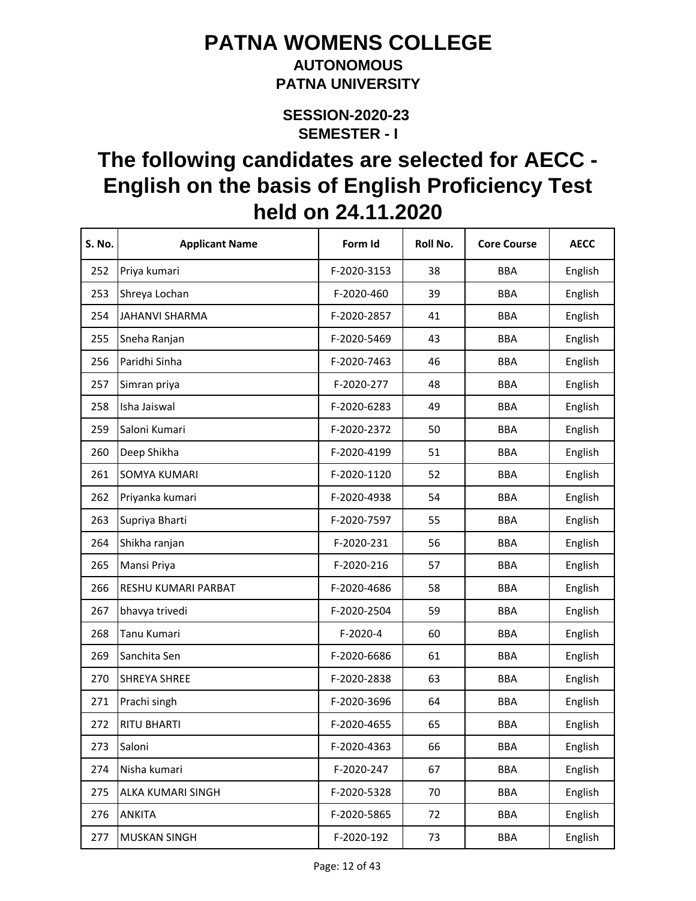# PATNA WOMENS COLLEGE

## AUTONOMOUS

## PATNA UNIVERSITY

### SESSION-2020-23

### SEMESTER - I

# The following candidates are selected for AECC - English on the basis of English Proficiency Test held on 24.11.2020

| S. No. | Applicant Name | Form Id | Roll No. | Core Course | AECC |
|---|---|---|---|---|---|
| 252 | Priya kumari | F-2020-3153 | 38 | BBA | English |
| 253 | Shreya Lochan | F-2020-460 | 39 | BBA | English |
| 254 | JAHANVI SHARMA | F-2020-2857 | 41 | BBA | English |
| 255 | Sneha Ranjan | F-2020-5469 | 43 | BBA | English |
| 256 | Paridhi Sinha | F-2020-7463 | 46 | BBA | English |
| 257 | Simran priya | F-2020-277 | 48 | BBA | English |
| 258 | Isha Jaiswal | F-2020-6283 | 49 | BBA | English |
| 259 | Saloni Kumari | F-2020-2372 | 50 | BBA | English |
| 260 | Deep Shikha | F-2020-4199 | 51 | BBA | English |
| 261 | SOMYA KUMARI | F-2020-1120 | 52 | BBA | English |
| 262 | Priyanka kumari | F-2020-4938 | 54 | BBA | English |
| 263 | Supriya Bharti | F-2020-7597 | 55 | BBA | English |
| 264 | Shikha ranjan | F-2020-231 | 56 | BBA | English |
| 265 | Mansi Priya | F-2020-216 | 57 | BBA | English |
| 266 | RESHU KUMARI PARBAT | F-2020-4686 | 58 | BBA | English |
| 267 | bhavya trivedi | F-2020-2504 | 59 | BBA | English |
| 268 | Tanu Kumari | F-2020-4 | 60 | BBA | English |
| 269 | Sanchita Sen | F-2020-6686 | 61 | BBA | English |
| 270 | SHREYA SHREE | F-2020-2838 | 63 | BBA | English |
| 271 | Prachi singh | F-2020-3696 | 64 | BBA | English |
| 272 | RITU BHARTI | F-2020-4655 | 65 | BBA | English |
| 273 | Saloni | F-2020-4363 | 66 | BBA | English |
| 274 | Nisha kumari | F-2020-247 | 67 | BBA | English |
| 275 | ALKA KUMARI SINGH | F-2020-5328 | 70 | BBA | English |
| 276 | ANKITA | F-2020-5865 | 72 | BBA | English |
| 277 | MUSKAN SINGH | F-2020-192 | 73 | BBA | English |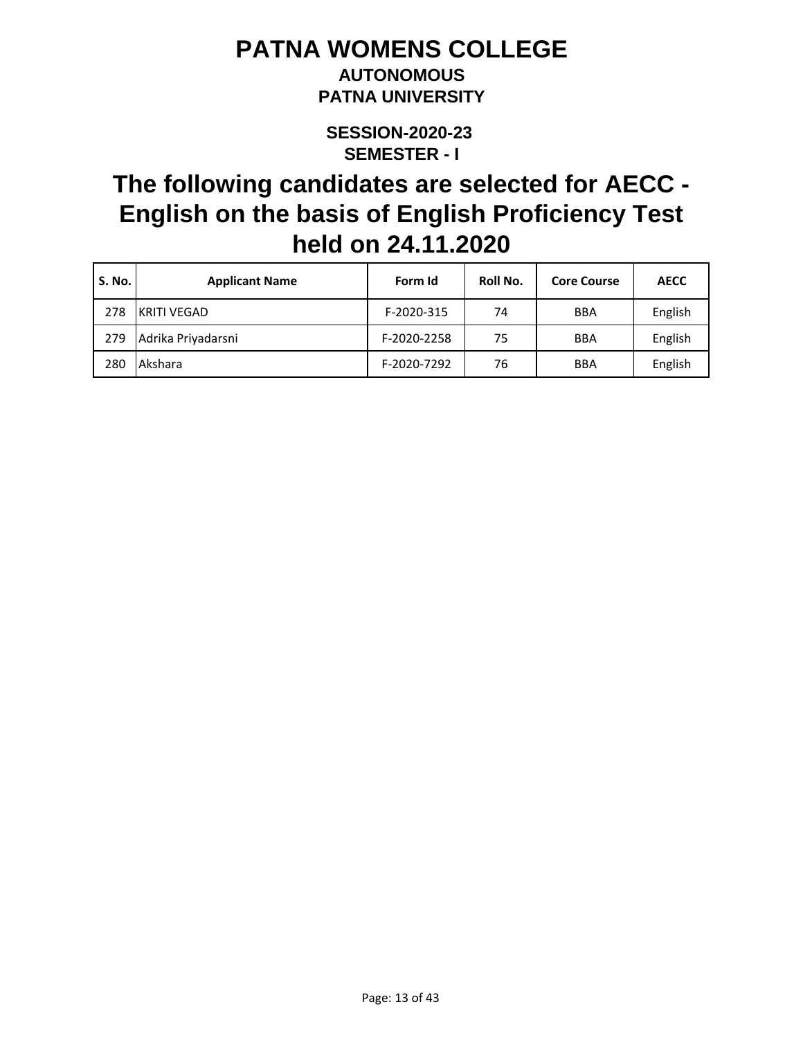# PATNA WOMENS COLLEGE

### AUTONOMOUS

### PATNA UNIVERSITY

### SESSION-2020-23

### SEMESTER - I

## The following candidates are selected for AECC - English on the basis of English Proficiency Test held on 24.11.2020

| S. No. | Applicant Name | Form Id | Roll No. | Core Course | AECC |
|---|---|---|---|---|---|
| 278 | KRITI VEGAD | F-2020-315 | 74 | BBA | English |
| 279 | Adrika Priyadarsni | F-2020-2258 | 75 | BBA | English |
| 280 | Akshara | F-2020-7292 | 76 | BBA | English |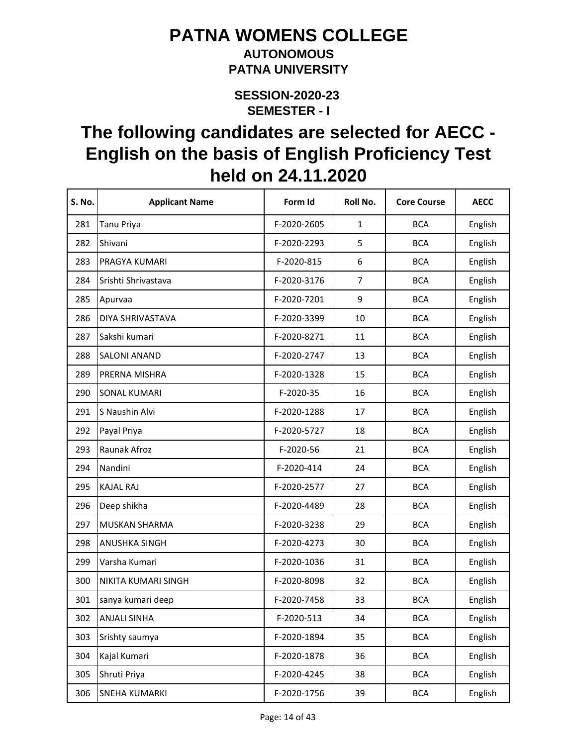# PATNA WOMENS COLLEGE

## AUTONOMOUS

## PATNA UNIVERSITY

### SESSION-2020-23

### SEMESTER - I

## The following candidates are selected for AECC - English on the basis of English Proficiency Test held on 24.11.2020

| S. No. | Applicant Name | Form Id | Roll No. | Core Course | AECC |
|---|---|---|---|---|---|
| 281 | Tanu Priya | F-2020-2605 | 1 | BCA | English |
| 282 | Shivani | F-2020-2293 | 5 | BCA | English |
| 283 | PRAGYA KUMARI | F-2020-815 | 6 | BCA | English |
| 284 | Srishti Shrivastava | F-2020-3176 | 7 | BCA | English |
| 285 | Apurvaa | F-2020-7201 | 9 | BCA | English |
| 286 | DIYA SHRIVASTAVA | F-2020-3399 | 10 | BCA | English |
| 287 | Sakshi kumari | F-2020-8271 | 11 | BCA | English |
| 288 | SALONI ANAND | F-2020-2747 | 13 | BCA | English |
| 289 | PRERNA MISHRA | F-2020-1328 | 15 | BCA | English |
| 290 | SONAL KUMARI | F-2020-35 | 16 | BCA | English |
| 291 | S Naushin Alvi | F-2020-1288 | 17 | BCA | English |
| 292 | Payal Priya | F-2020-5727 | 18 | BCA | English |
| 293 | Raunak Afroz | F-2020-56 | 21 | BCA | English |
| 294 | Nandini | F-2020-414 | 24 | BCA | English |
| 295 | KAJAL RAJ | F-2020-2577 | 27 | BCA | English |
| 296 | Deep shikha | F-2020-4489 | 28 | BCA | English |
| 297 | MUSKAN SHARMA | F-2020-3238 | 29 | BCA | English |
| 298 | ANUSHKA SINGH | F-2020-4273 | 30 | BCA | English |
| 299 | Varsha Kumari | F-2020-1036 | 31 | BCA | English |
| 300 | NIKITA KUMARI SINGH | F-2020-8098 | 32 | BCA | English |
| 301 | sanya kumari deep | F-2020-7458 | 33 | BCA | English |
| 302 | ANJALI SINHA | F-2020-513 | 34 | BCA | English |
| 303 | Srishty saumya | F-2020-1894 | 35 | BCA | English |
| 304 | Kajal Kumari | F-2020-1878 | 36 | BCA | English |
| 305 | Shruti Priya | F-2020-4245 | 38 | BCA | English |
| 306 | SNEHA KUMARKI | F-2020-1756 | 39 | BCA | English |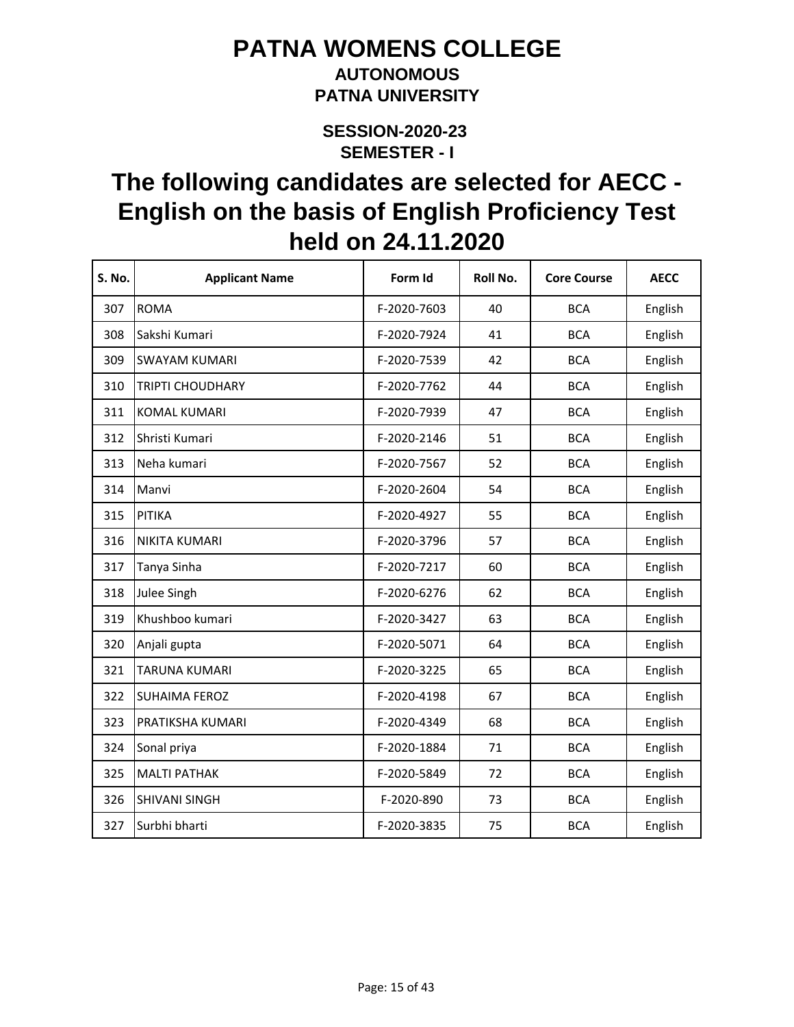# PATNA WOMENS COLLEGE

## AUTONOMOUS

## PATNA UNIVERSITY

### SESSION-2020-23

### SEMESTER - I

# The following candidates are selected for AECC - English on the basis of English Proficiency Test held on 24.11.2020

| S. No. | Applicant Name | Form Id | Roll No. | Core Course | AECC |
|---|---|---|---|---|---|
| 307 | ROMA | F-2020-7603 | 40 | BCA | English |
| 308 | Sakshi Kumari | F-2020-7924 | 41 | BCA | English |
| 309 | SWAYAM KUMARI | F-2020-7539 | 42 | BCA | English |
| 310 | TRIPTI CHOUDHARY | F-2020-7762 | 44 | BCA | English |
| 311 | KOMAL KUMARI | F-2020-7939 | 47 | BCA | English |
| 312 | Shristi Kumari | F-2020-2146 | 51 | BCA | English |
| 313 | Neha kumari | F-2020-7567 | 52 | BCA | English |
| 314 | Manvi | F-2020-2604 | 54 | BCA | English |
| 315 | PITIKA | F-2020-4927 | 55 | BCA | English |
| 316 | NIKITA KUMARI | F-2020-3796 | 57 | BCA | English |
| 317 | Tanya Sinha | F-2020-7217 | 60 | BCA | English |
| 318 | Julee Singh | F-2020-6276 | 62 | BCA | English |
| 319 | Khushboo kumari | F-2020-3427 | 63 | BCA | English |
| 320 | Anjali gupta | F-2020-5071 | 64 | BCA | English |
| 321 | TARUNA KUMARI | F-2020-3225 | 65 | BCA | English |
| 322 | SUHAIMA FEROZ | F-2020-4198 | 67 | BCA | English |
| 323 | PRATIKSHA KUMARI | F-2020-4349 | 68 | BCA | English |
| 324 | Sonal priya | F-2020-1884 | 71 | BCA | English |
| 325 | MALTI PATHAK | F-2020-5849 | 72 | BCA | English |
| 326 | SHIVANI SINGH | F-2020-890 | 73 | BCA | English |
| 327 | Surbhi bharti | F-2020-3835 | 75 | BCA | English |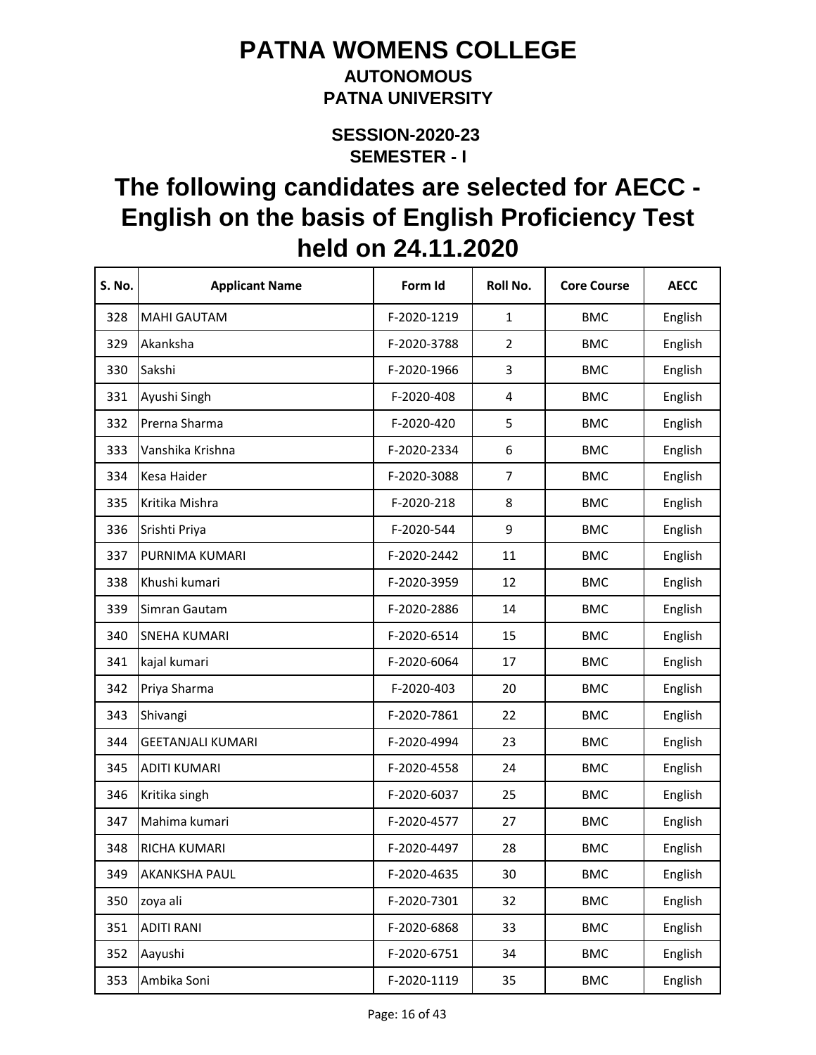# PATNA WOMENS COLLEGE

**AUTONOMOUS**

**PATNA UNIVERSITY**

**SESSION-2020-23**

**SEMESTER - I**

## The following candidates are selected for AECC - English on the basis of English Proficiency Test held on 24.11.2020

| S. No. | Applicant Name | Form Id | Roll No. | Core Course | AECC |
|---|---|---|---|---|---|
| 328 | MAHI GAUTAM | F-2020-1219 | 1 | BMC | English |
| 329 | Akanksha | F-2020-3788 | 2 | BMC | English |
| 330 | Sakshi | F-2020-1966 | 3 | BMC | English |
| 331 | Ayushi Singh | F-2020-408 | 4 | BMC | English |
| 332 | Prerna Sharma | F-2020-420 | 5 | BMC | English |
| 333 | Vanshika Krishna | F-2020-2334 | 6 | BMC | English |
| 334 | Kesa Haider | F-2020-3088 | 7 | BMC | English |
| 335 | Kritika Mishra | F-2020-218 | 8 | BMC | English |
| 336 | Srishti Priya | F-2020-544 | 9 | BMC | English |
| 337 | PURNIMA KUMARI | F-2020-2442 | 11 | BMC | English |
| 338 | Khushi kumari | F-2020-3959 | 12 | BMC | English |
| 339 | Simran Gautam | F-2020-2886 | 14 | BMC | English |
| 340 | SNEHA KUMARI | F-2020-6514 | 15 | BMC | English |
| 341 | kajal kumari | F-2020-6064 | 17 | BMC | English |
| 342 | Priya Sharma | F-2020-403 | 20 | BMC | English |
| 343 | Shivangi | F-2020-7861 | 22 | BMC | English |
| 344 | GEETANJALI KUMARI | F-2020-4994 | 23 | BMC | English |
| 345 | ADITI KUMARI | F-2020-4558 | 24 | BMC | English |
| 346 | Kritika singh | F-2020-6037 | 25 | BMC | English |
| 347 | Mahima kumari | F-2020-4577 | 27 | BMC | English |
| 348 | RICHA KUMARI | F-2020-4497 | 28 | BMC | English |
| 349 | AKANKSHA PAUL | F-2020-4635 | 30 | BMC | English |
| 350 | zoya ali | F-2020-7301 | 32 | BMC | English |
| 351 | ADITI RANI | F-2020-6868 | 33 | BMC | English |
| 352 | Aayushi | F-2020-6751 | 34 | BMC | English |
| 353 | Ambika Soni | F-2020-1119 | 35 | BMC | English |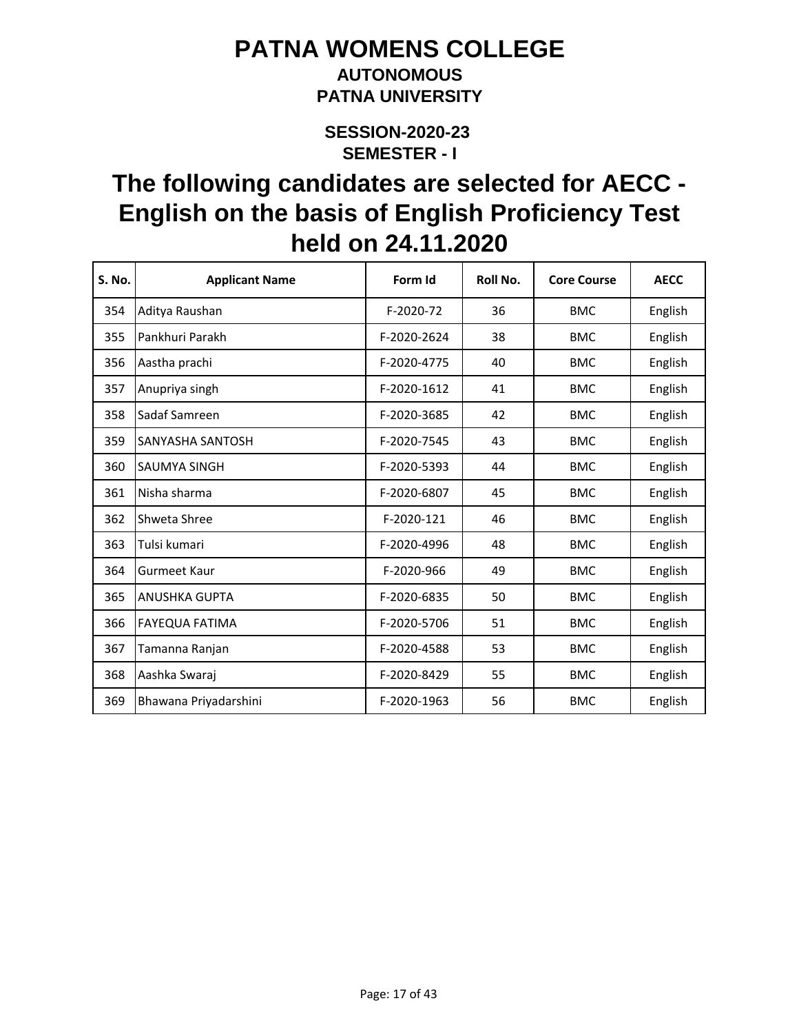# PATNA WOMENS COLLEGE

### AUTONOMOUS

### PATNA UNIVERSITY

### SESSION-2020-23

### SEMESTER - I

## The following candidates are selected for AECC - English on the basis of English Proficiency Test held on 24.11.2020

| S. No. | Applicant Name | Form Id | Roll No. | Core Course | AECC |
|---|---|---|---|---|---|
| 354 | Aditya Raushan | F-2020-72 | 36 | BMC | English |
| 355 | Pankhuri Parakh | F-2020-2624 | 38 | BMC | English |
| 356 | Aastha prachi | F-2020-4775 | 40 | BMC | English |
| 357 | Anupriya singh | F-2020-1612 | 41 | BMC | English |
| 358 | Sadaf Samreen | F-2020-3685 | 42 | BMC | English |
| 359 | SANYASHA SANTOSH | F-2020-7545 | 43 | BMC | English |
| 360 | SAUMYA SINGH | F-2020-5393 | 44 | BMC | English |
| 361 | Nisha sharma | F-2020-6807 | 45 | BMC | English |
| 362 | Shweta Shree | F-2020-121 | 46 | BMC | English |
| 363 | Tulsi kumari | F-2020-4996 | 48 | BMC | English |
| 364 | Gurmeet Kaur | F-2020-966 | 49 | BMC | English |
| 365 | ANUSHKA GUPTA | F-2020-6835 | 50 | BMC | English |
| 366 | FAYEQUA FATIMA | F-2020-5706 | 51 | BMC | English |
| 367 | Tamanna Ranjan | F-2020-4588 | 53 | BMC | English |
| 368 | Aashka Swaraj | F-2020-8429 | 55 | BMC | English |
| 369 | Bhawana Priyadarshini | F-2020-1963 | 56 | BMC | English |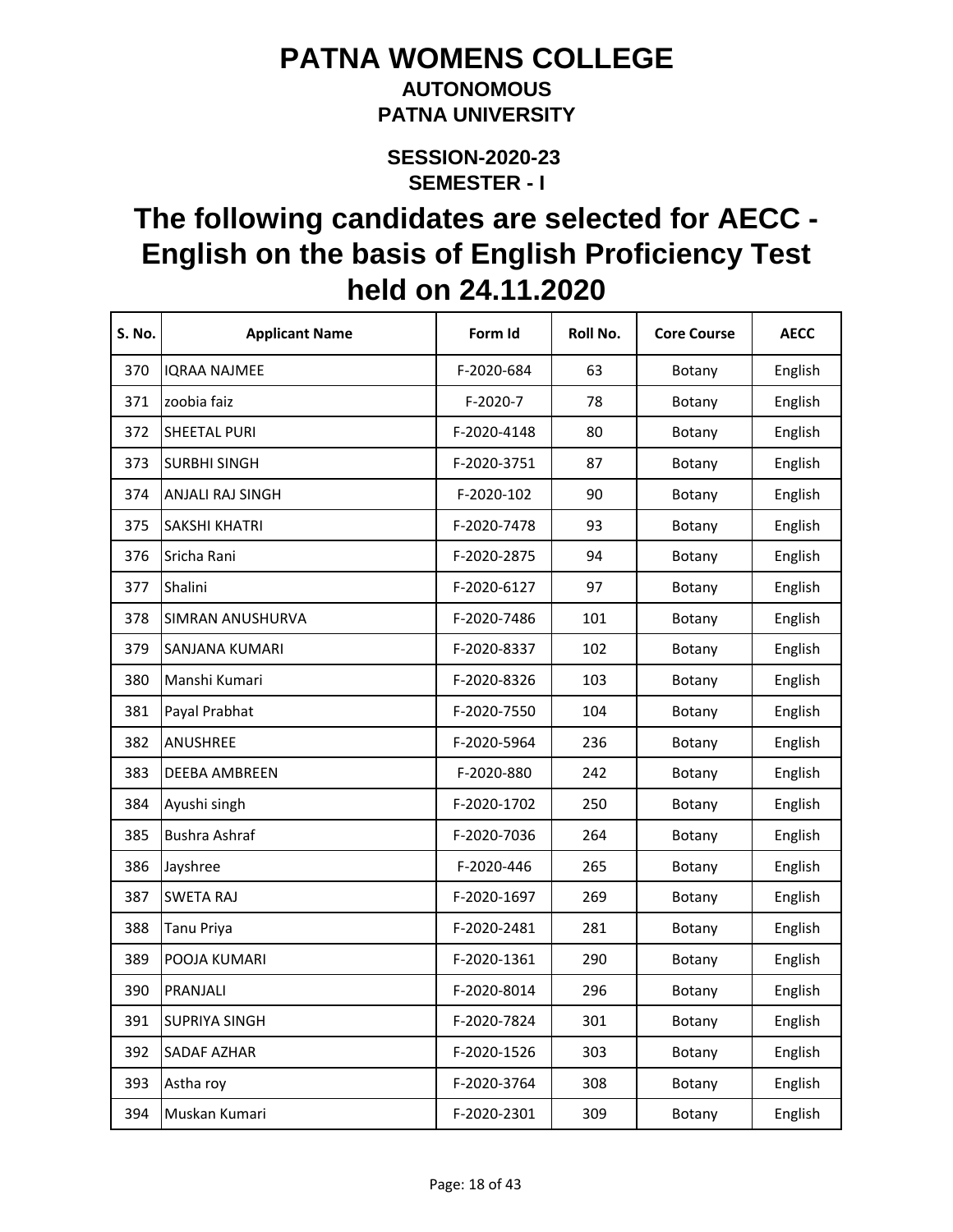# PATNA WOMENS COLLEGE

## AUTONOMOUS
## PATNA UNIVERSITY

### SESSION-2020-23
### SEMESTER - I

# The following candidates are selected for AECC - English on the basis of English Proficiency Test held on 24.11.2020

| S. No. | Applicant Name | Form Id | Roll No. | Core Course | AECC |
|---|---|---|---|---|---|
| 370 | IQRAA NAJMEE | F-2020-684 | 63 | Botany | English |
| 371 | zoobia faiz | F-2020-7 | 78 | Botany | English |
| 372 | SHEETAL PURI | F-2020-4148 | 80 | Botany | English |
| 373 | SURBHI SINGH | F-2020-3751 | 87 | Botany | English |
| 374 | ANJALI RAJ SINGH | F-2020-102 | 90 | Botany | English |
| 375 | SAKSHI KHATRI | F-2020-7478 | 93 | Botany | English |
| 376 | Sricha Rani | F-2020-2875 | 94 | Botany | English |
| 377 | Shalini | F-2020-6127 | 97 | Botany | English |
| 378 | SIMRAN ANUSHURVA | F-2020-7486 | 101 | Botany | English |
| 379 | SANJANA KUMARI | F-2020-8337 | 102 | Botany | English |
| 380 | Manshi Kumari | F-2020-8326 | 103 | Botany | English |
| 381 | Payal Prabhat | F-2020-7550 | 104 | Botany | English |
| 382 | ANUSHREE | F-2020-5964 | 236 | Botany | English |
| 383 | DEEBA AMBREEN | F-2020-880 | 242 | Botany | English |
| 384 | Ayushi singh | F-2020-1702 | 250 | Botany | English |
| 385 | Bushra Ashraf | F-2020-7036 | 264 | Botany | English |
| 386 | Jayshree | F-2020-446 | 265 | Botany | English |
| 387 | SWETA RAJ | F-2020-1697 | 269 | Botany | English |
| 388 | Tanu Priya | F-2020-2481 | 281 | Botany | English |
| 389 | POOJA KUMARI | F-2020-1361 | 290 | Botany | English |
| 390 | PRANJALI | F-2020-8014 | 296 | Botany | English |
| 391 | SUPRIYA SINGH | F-2020-7824 | 301 | Botany | English |
| 392 | SADAF AZHAR | F-2020-1526 | 303 | Botany | English |
| 393 | Astha roy | F-2020-3764 | 308 | Botany | English |
| 394 | Muskan Kumari | F-2020-2301 | 309 | Botany | English |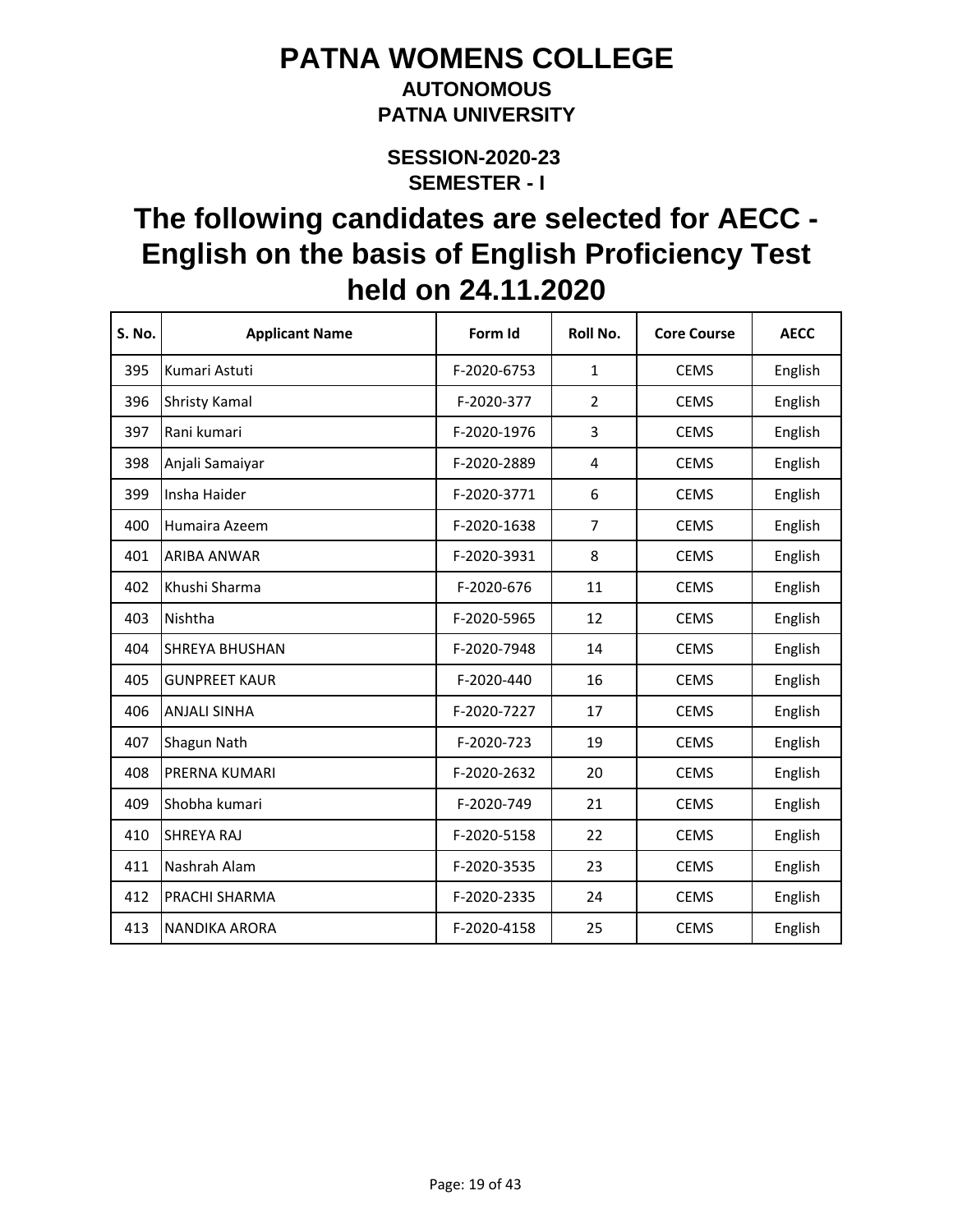# PATNA WOMENS COLLEGE

## AUTONOMOUS

## PATNA UNIVERSITY

### SESSION-2020-23

### SEMESTER - I

# The following candidates are selected for AECC - English on the basis of English Proficiency Test held on 24.11.2020

| S. No. | Applicant Name | Form Id | Roll No. | Core Course | AECC |
|---|---|---|---|---|---|
| 395 | Kumari Astuti | F-2020-6753 | 1 | CEMS | English |
| 396 | Shristy Kamal | F-2020-377 | 2 | CEMS | English |
| 397 | Rani kumari | F-2020-1976 | 3 | CEMS | English |
| 398 | Anjali Samaiyar | F-2020-2889 | 4 | CEMS | English |
| 399 | Insha Haider | F-2020-3771 | 6 | CEMS | English |
| 400 | Humaira Azeem | F-2020-1638 | 7 | CEMS | English |
| 401 | ARIBA ANWAR | F-2020-3931 | 8 | CEMS | English |
| 402 | Khushi Sharma | F-2020-676 | 11 | CEMS | English |
| 403 | Nishtha | F-2020-5965 | 12 | CEMS | English |
| 404 | SHREYA BHUSHAN | F-2020-7948 | 14 | CEMS | English |
| 405 | GUNPREET KAUR | F-2020-440 | 16 | CEMS | English |
| 406 | ANJALI SINHA | F-2020-7227 | 17 | CEMS | English |
| 407 | Shagun Nath | F-2020-723 | 19 | CEMS | English |
| 408 | PRERNA KUMARI | F-2020-2632 | 20 | CEMS | English |
| 409 | Shobha kumari | F-2020-749 | 21 | CEMS | English |
| 410 | SHREYA RAJ | F-2020-5158 | 22 | CEMS | English |
| 411 | Nashrah Alam | F-2020-3535 | 23 | CEMS | English |
| 412 | PRACHI SHARMA | F-2020-2335 | 24 | CEMS | English |
| 413 | NANDIKA ARORA | F-2020-4158 | 25 | CEMS | English |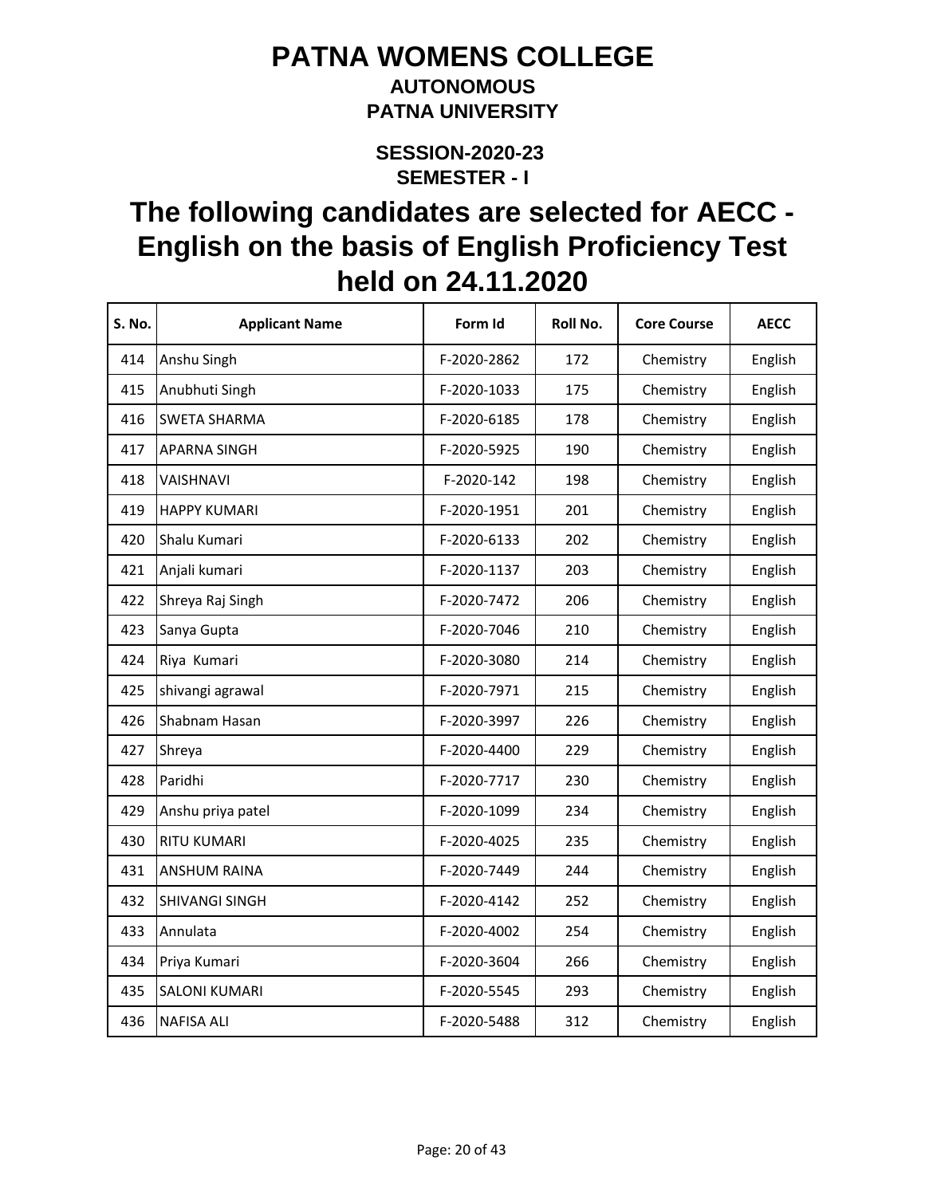# PATNA WOMENS COLLEGE

## AUTONOMOUS

## PATNA UNIVERSITY

### SESSION-2020-23

### SEMESTER - I

# The following candidates are selected for AECC - English on the basis of English Proficiency Test held on 24.11.2020

| S. No. | Applicant Name | Form Id | Roll No. | Core Course | AECC |
|---|---|---|---|---|---|
| 414 | Anshu Singh | F-2020-2862 | 172 | Chemistry | English |
| 415 | Anubhuti Singh | F-2020-1033 | 175 | Chemistry | English |
| 416 | SWETA SHARMA | F-2020-6185 | 178 | Chemistry | English |
| 417 | APARNA SINGH | F-2020-5925 | 190 | Chemistry | English |
| 418 | VAISHNAVI | F-2020-142 | 198 | Chemistry | English |
| 419 | HAPPY KUMARI | F-2020-1951 | 201 | Chemistry | English |
| 420 | Shalu Kumari | F-2020-6133 | 202 | Chemistry | English |
| 421 | Anjali kumari | F-2020-1137 | 203 | Chemistry | English |
| 422 | Shreya Raj Singh | F-2020-7472 | 206 | Chemistry | English |
| 423 | Sanya Gupta | F-2020-7046 | 210 | Chemistry | English |
| 424 | Riya Kumari | F-2020-3080 | 214 | Chemistry | English |
| 425 | shivangi agrawal | F-2020-7971 | 215 | Chemistry | English |
| 426 | Shabnam Hasan | F-2020-3997 | 226 | Chemistry | English |
| 427 | Shreya | F-2020-4400 | 229 | Chemistry | English |
| 428 | Paridhi | F-2020-7717 | 230 | Chemistry | English |
| 429 | Anshu priya patel | F-2020-1099 | 234 | Chemistry | English |
| 430 | RITU KUMARI | F-2020-4025 | 235 | Chemistry | English |
| 431 | ANSHUM RAINA | F-2020-7449 | 244 | Chemistry | English |
| 432 | SHIVANGI SINGH | F-2020-4142 | 252 | Chemistry | English |
| 433 | Annulata | F-2020-4002 | 254 | Chemistry | English |
| 434 | Priya Kumari | F-2020-3604 | 266 | Chemistry | English |
| 435 | SALONI KUMARI | F-2020-5545 | 293 | Chemistry | English |
| 436 | NAFISA ALI | F-2020-5488 | 312 | Chemistry | English |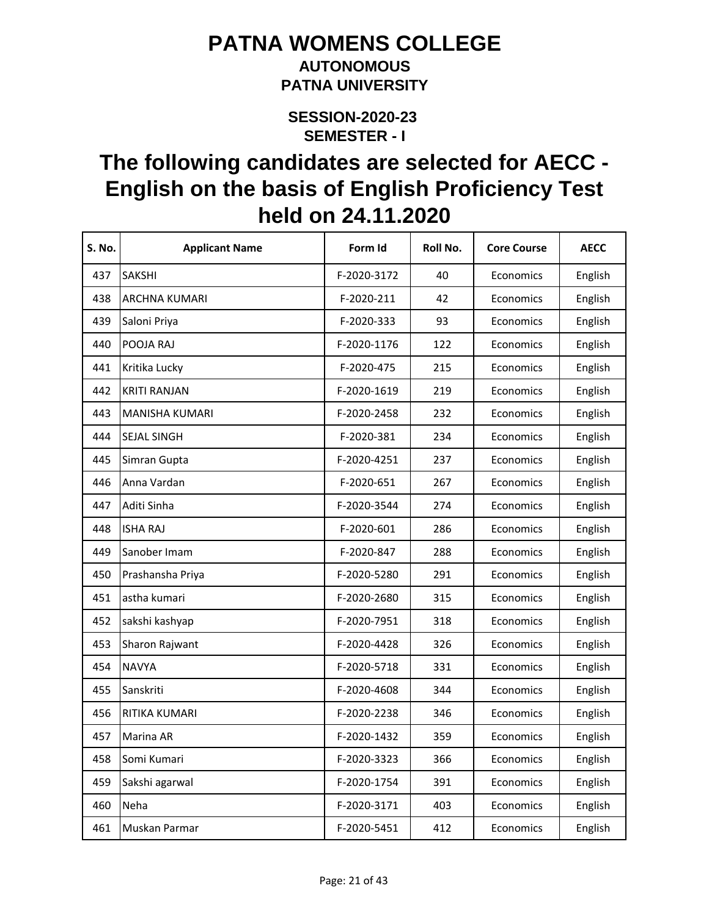# PATNA WOMENS COLLEGE

## AUTONOMOUS

## PATNA UNIVERSITY

### SESSION-2020-23

### SEMESTER - I

# The following candidates are selected for AECC - English on the basis of English Proficiency Test held on 24.11.2020

| S. No. | Applicant Name | Form Id | Roll No. | Core Course | AECC |
|---|---|---|---|---|---|
| 437 | SAKSHI | F-2020-3172 | 40 | Economics | English |
| 438 | ARCHNA KUMARI | F-2020-211 | 42 | Economics | English |
| 439 | Saloni Priya | F-2020-333 | 93 | Economics | English |
| 440 | POOJA RAJ | F-2020-1176 | 122 | Economics | English |
| 441 | Kritika Lucky | F-2020-475 | 215 | Economics | English |
| 442 | KRITI RANJAN | F-2020-1619 | 219 | Economics | English |
| 443 | MANISHA KUMARI | F-2020-2458 | 232 | Economics | English |
| 444 | SEJAL SINGH | F-2020-381 | 234 | Economics | English |
| 445 | Simran Gupta | F-2020-4251 | 237 | Economics | English |
| 446 | Anna Vardan | F-2020-651 | 267 | Economics | English |
| 447 | Aditi Sinha | F-2020-3544 | 274 | Economics | English |
| 448 | ISHA RAJ | F-2020-601 | 286 | Economics | English |
| 449 | Sanober Imam | F-2020-847 | 288 | Economics | English |
| 450 | Prashansha Priya | F-2020-5280 | 291 | Economics | English |
| 451 | astha kumari | F-2020-2680 | 315 | Economics | English |
| 452 | sakshi kashyap | F-2020-7951 | 318 | Economics | English |
| 453 | Sharon Rajwant | F-2020-4428 | 326 | Economics | English |
| 454 | NAVYA | F-2020-5718 | 331 | Economics | English |
| 455 | Sanskriti | F-2020-4608 | 344 | Economics | English |
| 456 | RITIKA KUMARI | F-2020-2238 | 346 | Economics | English |
| 457 | Marina AR | F-2020-1432 | 359 | Economics | English |
| 458 | Somi Kumari | F-2020-3323 | 366 | Economics | English |
| 459 | Sakshi agarwal | F-2020-1754 | 391 | Economics | English |
| 460 | Neha | F-2020-3171 | 403 | Economics | English |
| 461 | Muskan Parmar | F-2020-5451 | 412 | Economics | English |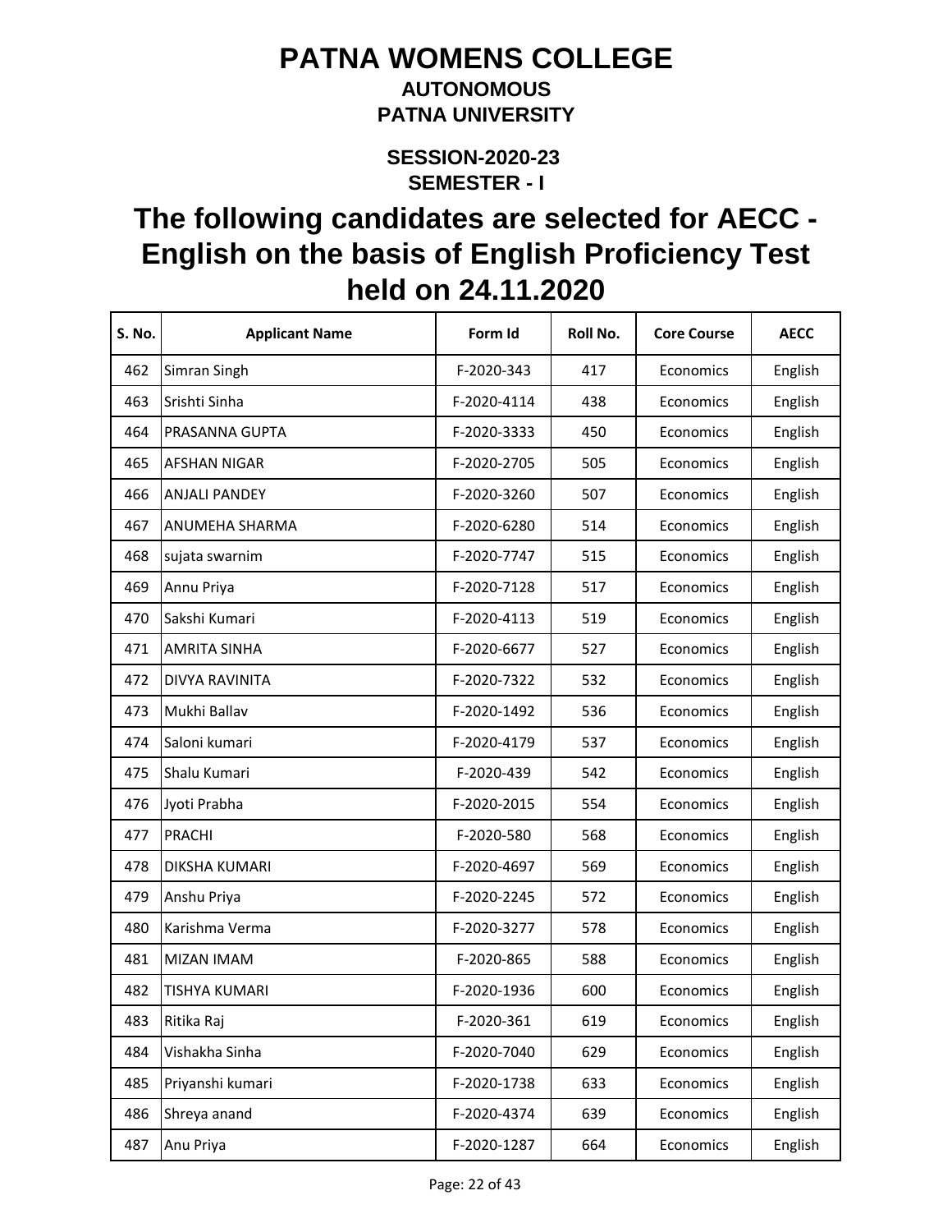# PATNA WOMENS COLLEGE

## AUTONOMOUS

## PATNA UNIVERSITY

### SESSION-2020-23

### SEMESTER - I

# The following candidates are selected for AECC - English on the basis of English Proficiency Test held on 24.11.2020

| S. No. | Applicant Name | Form Id | Roll No. | Core Course | AECC |
|---|---|---|---|---|---|
| 462 | Simran Singh | F-2020-343 | 417 | Economics | English |
| 463 | Srishti Sinha | F-2020-4114 | 438 | Economics | English |
| 464 | PRASANNA GUPTA | F-2020-3333 | 450 | Economics | English |
| 465 | AFSHAN NIGAR | F-2020-2705 | 505 | Economics | English |
| 466 | ANJALI PANDEY | F-2020-3260 | 507 | Economics | English |
| 467 | ANUMEHA SHARMA | F-2020-6280 | 514 | Economics | English |
| 468 | sujata swarnim | F-2020-7747 | 515 | Economics | English |
| 469 | Annu Priya | F-2020-7128 | 517 | Economics | English |
| 470 | Sakshi Kumari | F-2020-4113 | 519 | Economics | English |
| 471 | AMRITA SINHA | F-2020-6677 | 527 | Economics | English |
| 472 | DIVYA RAVINITA | F-2020-7322 | 532 | Economics | English |
| 473 | Mukhi Ballav | F-2020-1492 | 536 | Economics | English |
| 474 | Saloni kumari | F-2020-4179 | 537 | Economics | English |
| 475 | Shalu Kumari | F-2020-439 | 542 | Economics | English |
| 476 | Jyoti Prabha | F-2020-2015 | 554 | Economics | English |
| 477 | PRACHI | F-2020-580 | 568 | Economics | English |
| 478 | DIKSHA KUMARI | F-2020-4697 | 569 | Economics | English |
| 479 | Anshu Priya | F-2020-2245 | 572 | Economics | English |
| 480 | Karishma Verma | F-2020-3277 | 578 | Economics | English |
| 481 | MIZAN IMAM | F-2020-865 | 588 | Economics | English |
| 482 | TISHYA KUMARI | F-2020-1936 | 600 | Economics | English |
| 483 | Ritika Raj | F-2020-361 | 619 | Economics | English |
| 484 | Vishakha Sinha | F-2020-7040 | 629 | Economics | English |
| 485 | Priyanshi kumari | F-2020-1738 | 633 | Economics | English |
| 486 | Shreya anand | F-2020-4374 | 639 | Economics | English |
| 487 | Anu Priya | F-2020-1287 | 664 | Economics | English |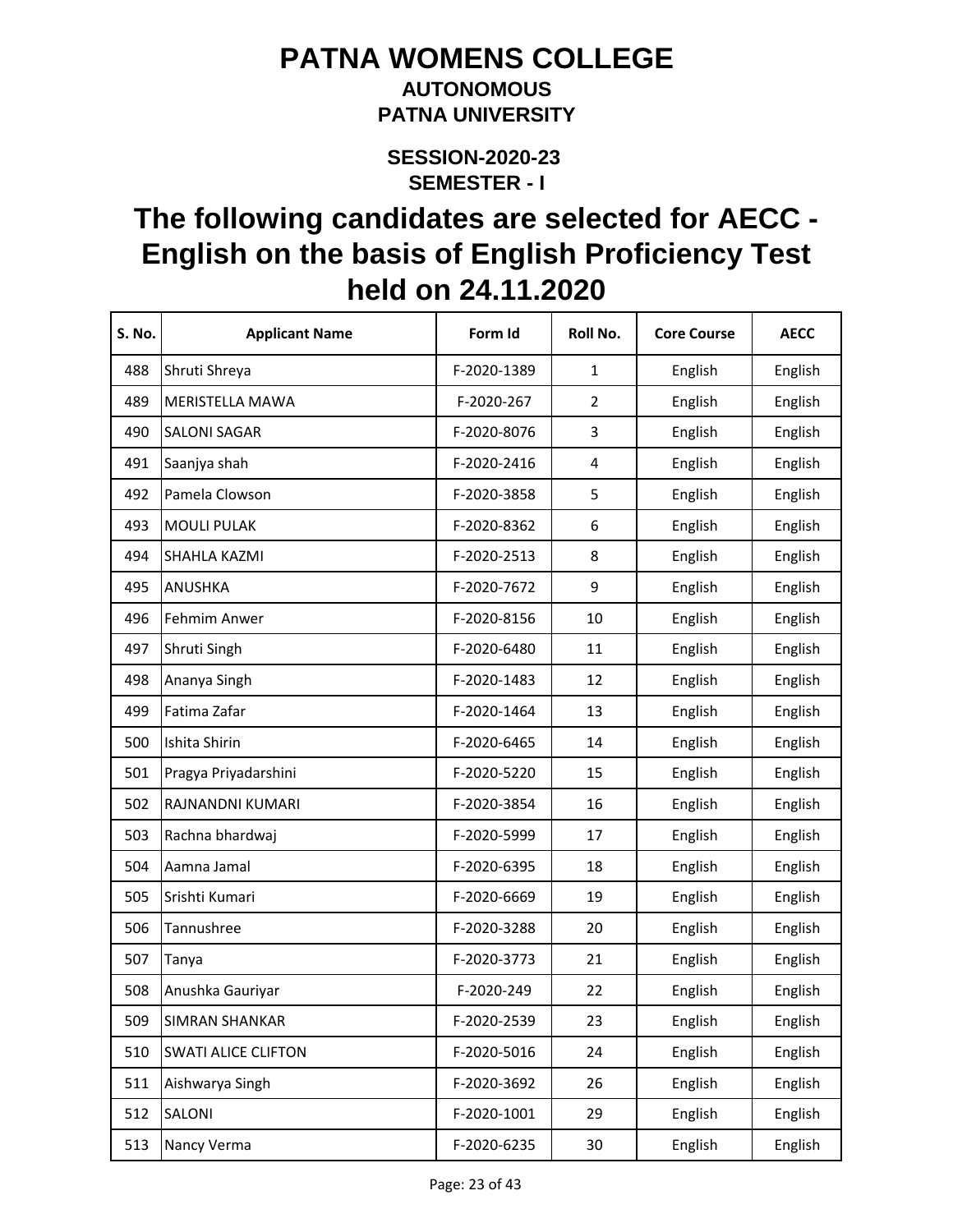# PATNA WOMENS COLLEGE

**AUTONOMOUS**

**PATNA UNIVERSITY**

**SESSION-2020-23**

**SEMESTER - I**

## The following candidates are selected for AECC - English on the basis of English Proficiency Test held on 24.11.2020

| S. No. | Applicant Name | Form Id | Roll No. | Core Course | AECC |
|---|---|---|---|---|---|
| 488 | Shruti Shreya | F-2020-1389 | 1 | English | English |
| 489 | MERISTELLA MAWA | F-2020-267 | 2 | English | English |
| 490 | SALONI SAGAR | F-2020-8076 | 3 | English | English |
| 491 | Saanjya shah | F-2020-2416 | 4 | English | English |
| 492 | Pamela Clowson | F-2020-3858 | 5 | English | English |
| 493 | MOULI PULAK | F-2020-8362 | 6 | English | English |
| 494 | SHAHLA KAZMI | F-2020-2513 | 8 | English | English |
| 495 | ANUSHKA | F-2020-7672 | 9 | English | English |
| 496 | Fehmim Anwer | F-2020-8156 | 10 | English | English |
| 497 | Shruti Singh | F-2020-6480 | 11 | English | English |
| 498 | Ananya Singh | F-2020-1483 | 12 | English | English |
| 499 | Fatima Zafar | F-2020-1464 | 13 | English | English |
| 500 | Ishita Shirin | F-2020-6465 | 14 | English | English |
| 501 | Pragya Priyadarshini | F-2020-5220 | 15 | English | English |
| 502 | RAJNANDNI KUMARI | F-2020-3854 | 16 | English | English |
| 503 | Rachna bhardwaj | F-2020-5999 | 17 | English | English |
| 504 | Aamna Jamal | F-2020-6395 | 18 | English | English |
| 505 | Srishti Kumari | F-2020-6669 | 19 | English | English |
| 506 | Tannushree | F-2020-3288 | 20 | English | English |
| 507 | Tanya | F-2020-3773 | 21 | English | English |
| 508 | Anushka Gauriyar | F-2020-249 | 22 | English | English |
| 509 | SIMRAN SHANKAR | F-2020-2539 | 23 | English | English |
| 510 | SWATI ALICE CLIFTON | F-2020-5016 | 24 | English | English |
| 511 | Aishwarya Singh | F-2020-3692 | 26 | English | English |
| 512 | SALONI | F-2020-1001 | 29 | English | English |
| 513 | Nancy Verma | F-2020-6235 | 30 | English | English |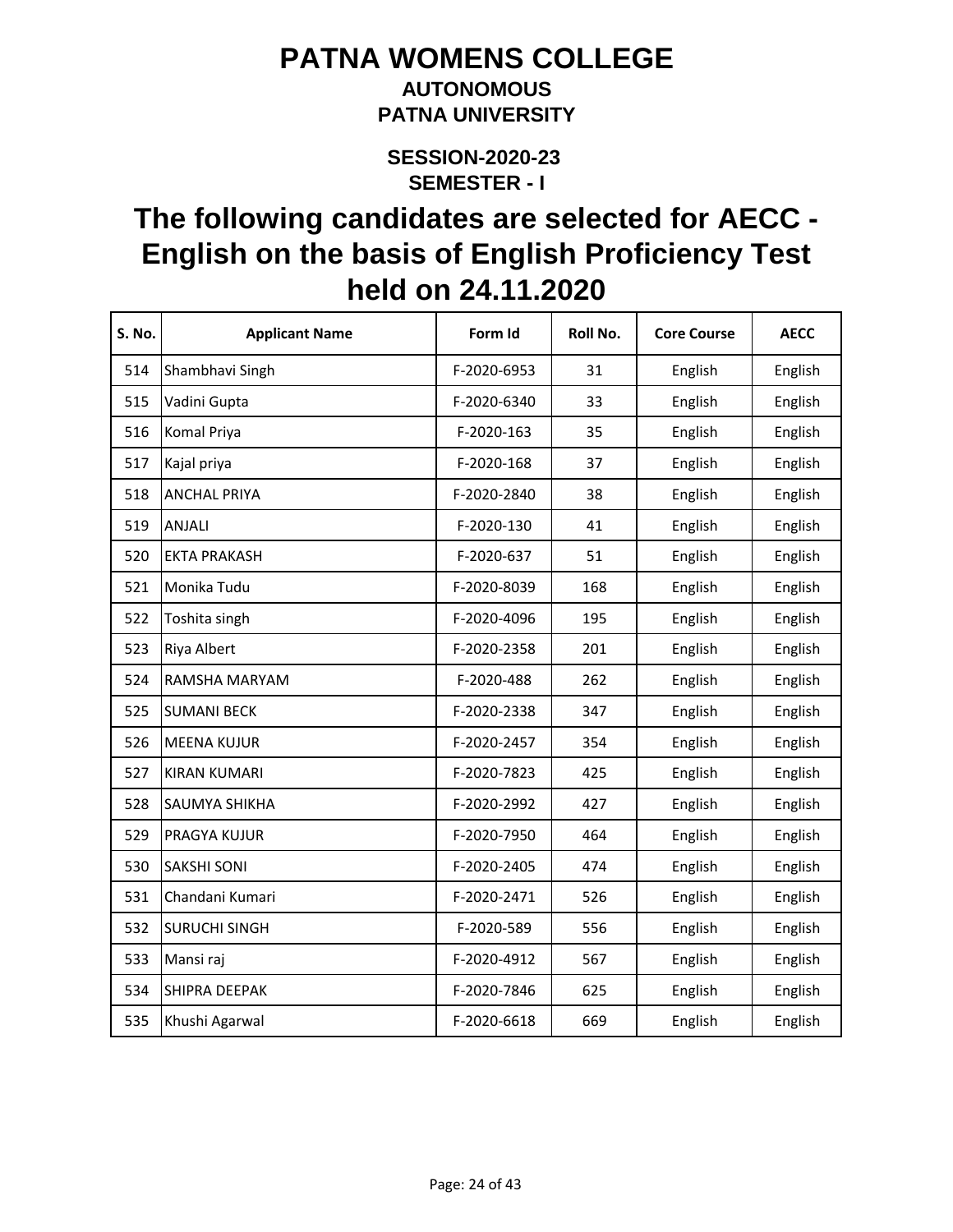# PATNA WOMENS COLLEGE

## AUTONOMOUS

## PATNA UNIVERSITY

### SESSION-2020-23

### SEMESTER - I

# The following candidates are selected for AECC - English on the basis of English Proficiency Test held on 24.11.2020

| S. No. | Applicant Name | Form Id | Roll No. | Core Course | AECC |
|---|---|---|---|---|---|
| 514 | Shambhavi Singh | F-2020-6953 | 31 | English | English |
| 515 | Vadini Gupta | F-2020-6340 | 33 | English | English |
| 516 | Komal Priya | F-2020-163 | 35 | English | English |
| 517 | Kajal priya | F-2020-168 | 37 | English | English |
| 518 | ANCHAL PRIYA | F-2020-2840 | 38 | English | English |
| 519 | ANJALI | F-2020-130 | 41 | English | English |
| 520 | EKTA PRAKASH | F-2020-637 | 51 | English | English |
| 521 | Monika Tudu | F-2020-8039 | 168 | English | English |
| 522 | Toshita singh | F-2020-4096 | 195 | English | English |
| 523 | Riya Albert | F-2020-2358 | 201 | English | English |
| 524 | RAMSHA MARYAM | F-2020-488 | 262 | English | English |
| 525 | SUMANI BECK | F-2020-2338 | 347 | English | English |
| 526 | MEENA KUJUR | F-2020-2457 | 354 | English | English |
| 527 | KIRAN KUMARI | F-2020-7823 | 425 | English | English |
| 528 | SAUMYA SHIKHA | F-2020-2992 | 427 | English | English |
| 529 | PRAGYA KUJUR | F-2020-7950 | 464 | English | English |
| 530 | SAKSHI SONI | F-2020-2405 | 474 | English | English |
| 531 | Chandani Kumari | F-2020-2471 | 526 | English | English |
| 532 | SURUCHI SINGH | F-2020-589 | 556 | English | English |
| 533 | Mansi raj | F-2020-4912 | 567 | English | English |
| 534 | SHIPRA DEEPAK | F-2020-7846 | 625 | English | English |
| 535 | Khushi Agarwal | F-2020-6618 | 669 | English | English |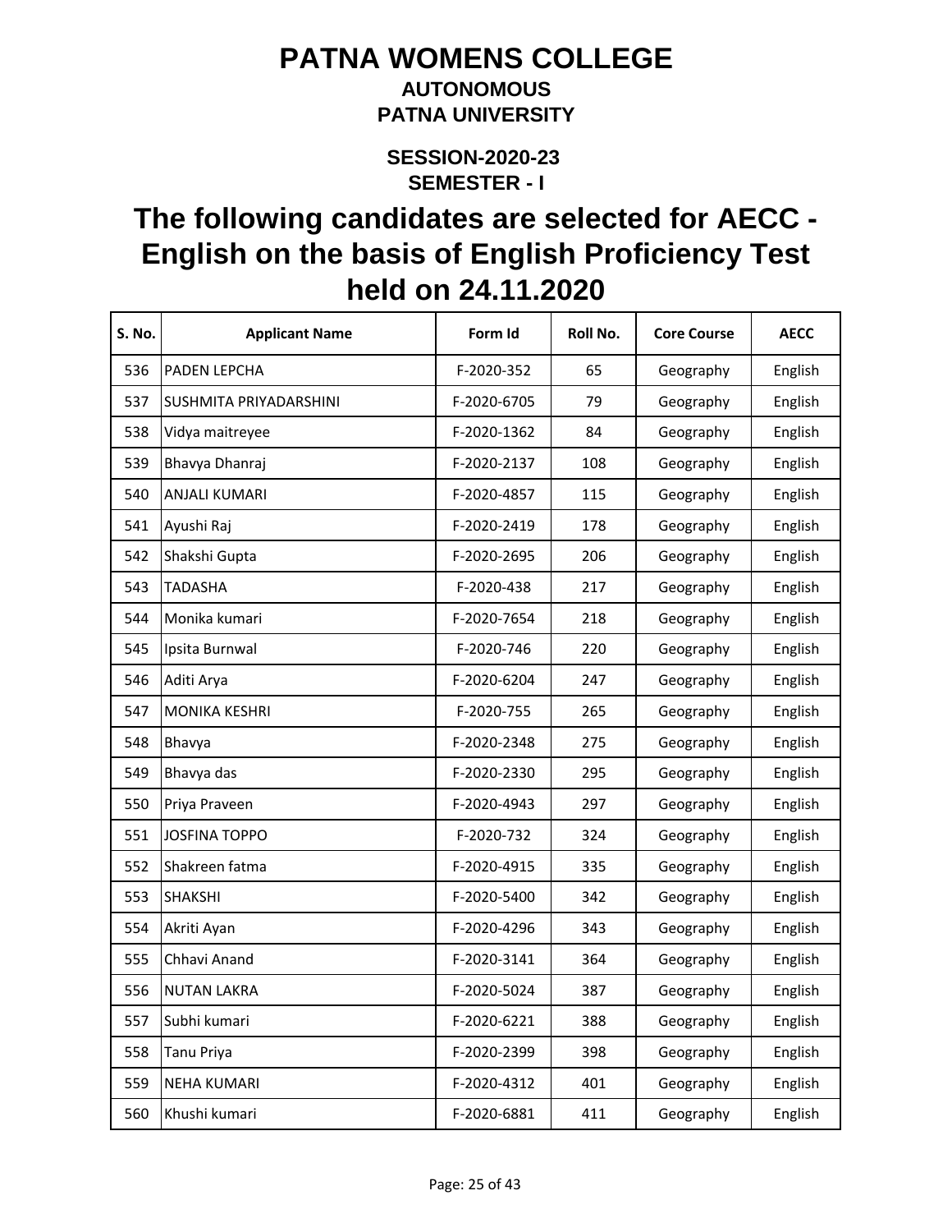# PATNA WOMENS COLLEGE

### AUTONOMOUS

### PATNA UNIVERSITY

### SESSION-2020-23

### SEMESTER - I

## The following candidates are selected for AECC - English on the basis of English Proficiency Test held on 24.11.2020

| S. No. | Applicant Name | Form Id | Roll No. | Core Course | AECC |
|---|---|---|---|---|---|
| 536 | PADEN LEPCHA | F-2020-352 | 65 | Geography | English |
| 537 | SUSHMITA PRIYADARSHINI | F-2020-6705 | 79 | Geography | English |
| 538 | Vidya maitreyee | F-2020-1362 | 84 | Geography | English |
| 539 | Bhavya Dhanraj | F-2020-2137 | 108 | Geography | English |
| 540 | ANJALI KUMARI | F-2020-4857 | 115 | Geography | English |
| 541 | Ayushi Raj | F-2020-2419 | 178 | Geography | English |
| 542 | Shakshi Gupta | F-2020-2695 | 206 | Geography | English |
| 543 | TADASHA | F-2020-438 | 217 | Geography | English |
| 544 | Monika kumari | F-2020-7654 | 218 | Geography | English |
| 545 | Ipsita Burnwal | F-2020-746 | 220 | Geography | English |
| 546 | Aditi Arya | F-2020-6204 | 247 | Geography | English |
| 547 | MONIKA KESHRI | F-2020-755 | 265 | Geography | English |
| 548 | Bhavya | F-2020-2348 | 275 | Geography | English |
| 549 | Bhavya das | F-2020-2330 | 295 | Geography | English |
| 550 | Priya Praveen | F-2020-4943 | 297 | Geography | English |
| 551 | JOSFINA TOPPO | F-2020-732 | 324 | Geography | English |
| 552 | Shakreen fatma | F-2020-4915 | 335 | Geography | English |
| 553 | SHAKSHI | F-2020-5400 | 342 | Geography | English |
| 554 | Akriti Ayan | F-2020-4296 | 343 | Geography | English |
| 555 | Chhavi Anand | F-2020-3141 | 364 | Geography | English |
| 556 | NUTAN LAKRA | F-2020-5024 | 387 | Geography | English |
| 557 | Subhi kumari | F-2020-6221 | 388 | Geography | English |
| 558 | Tanu Priya | F-2020-2399 | 398 | Geography | English |
| 559 | NEHA KUMARI | F-2020-4312 | 401 | Geography | English |
| 560 | Khushi kumari | F-2020-6881 | 411 | Geography | English |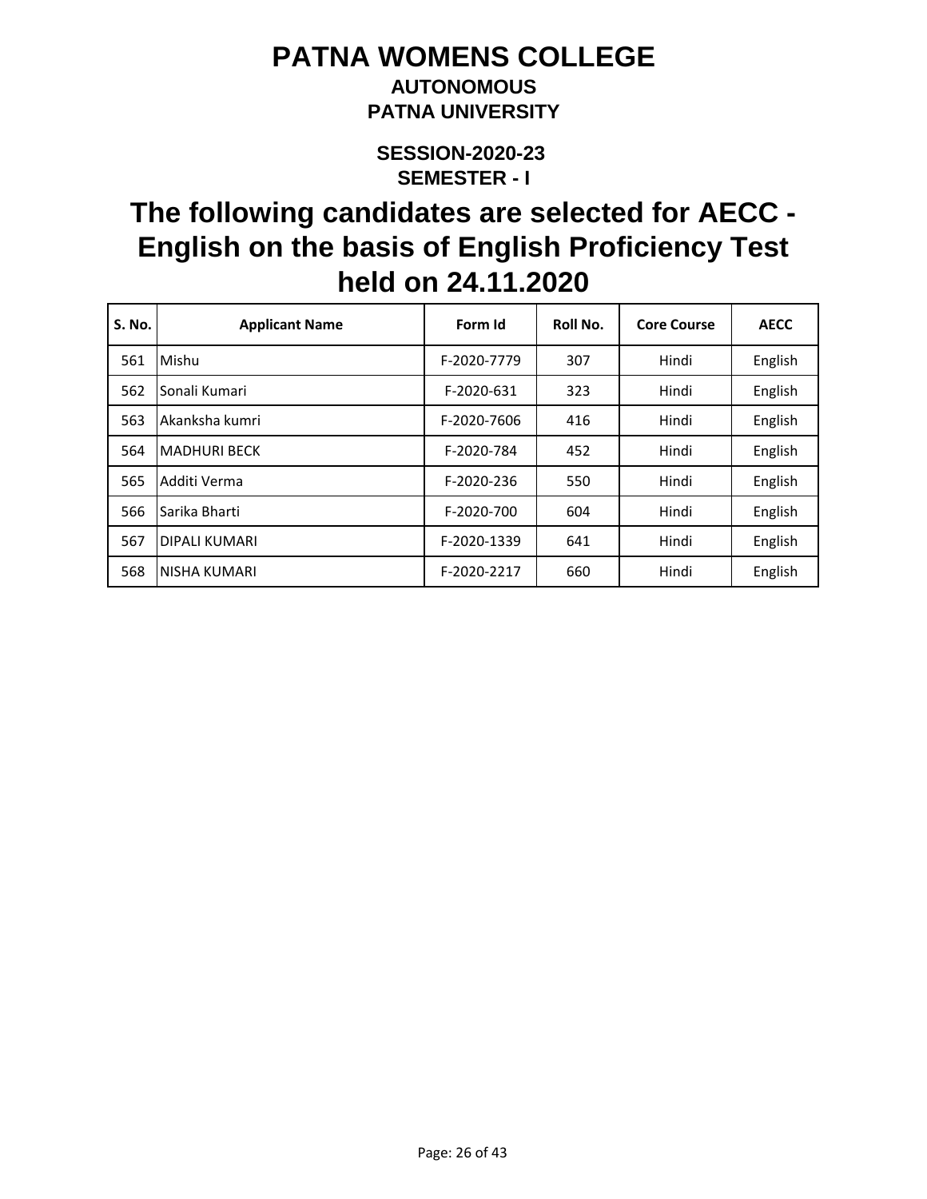# PATNA WOMENS COLLEGE

**AUTONOMOUS**

**PATNA UNIVERSITY**

**SESSION-2020-23**

**SEMESTER - I**

## The following candidates are selected for AECC - English on the basis of English Proficiency Test held on 24.11.2020

| S. No. | Applicant Name | Form Id | Roll No. | Core Course | AECC |
|---|---|---|---|---|---|
| 561 | Mishu | F-2020-7779 | 307 | Hindi | English |
| 562 | Sonali Kumari | F-2020-631 | 323 | Hindi | English |
| 563 | Akanksha kumri | F-2020-7606 | 416 | Hindi | English |
| 564 | MADHURI BECK | F-2020-784 | 452 | Hindi | English |
| 565 | Additi Verma | F-2020-236 | 550 | Hindi | English |
| 566 | Sarika Bharti | F-2020-700 | 604 | Hindi | English |
| 567 | DIPALI KUMARI | F-2020-1339 | 641 | Hindi | English |
| 568 | NISHA KUMARI | F-2020-2217 | 660 | Hindi | English |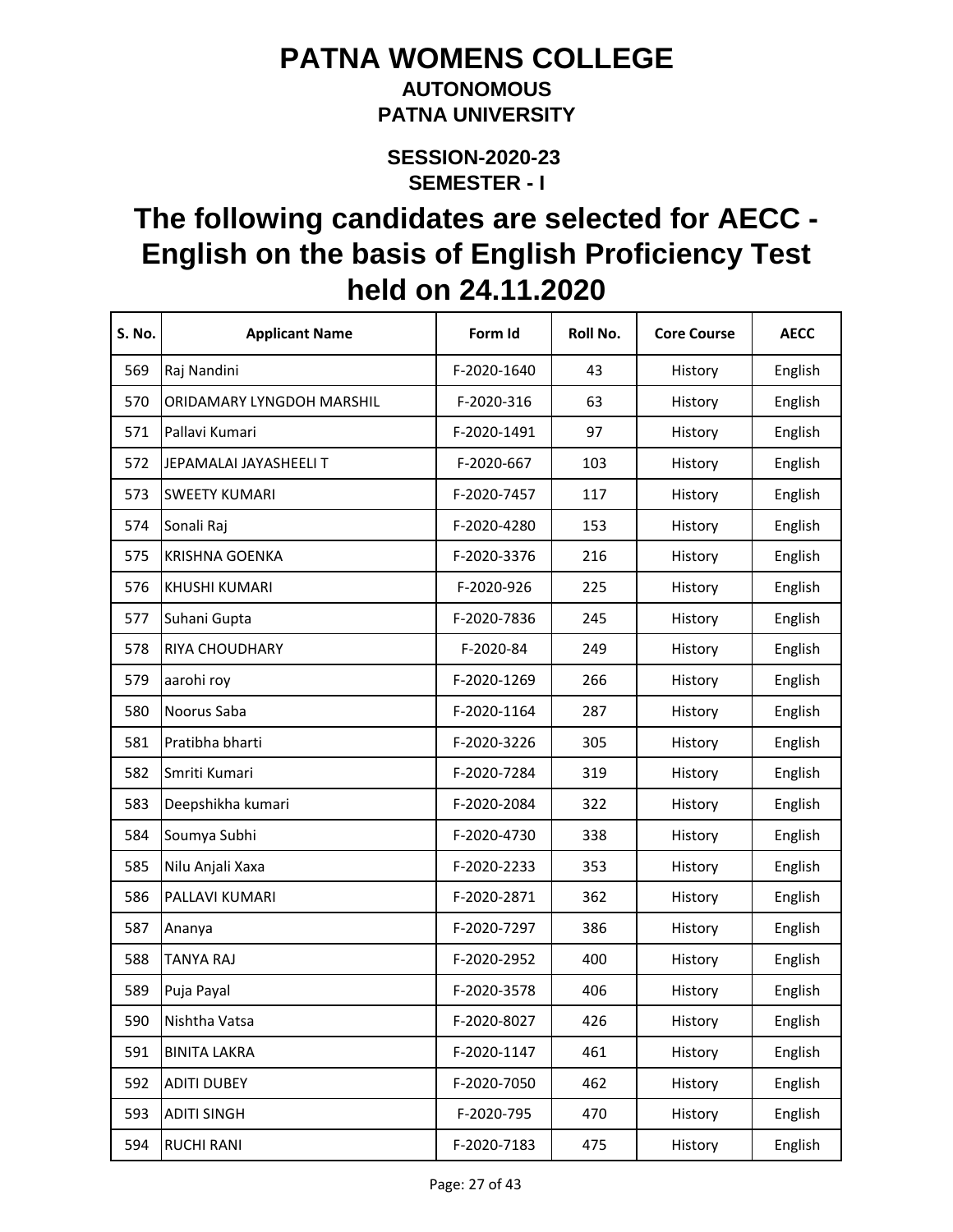# PATNA WOMENS COLLEGE

**AUTONOMOUS**
**PATNA UNIVERSITY**

**SESSION-2020-23**
**SEMESTER - I**

## The following candidates are selected for AECC - English on the basis of English Proficiency Test held on 24.11.2020

| S. No. | Applicant Name | Form Id | Roll No. | Core Course | AECC |
|---|---|---|---|---|---|
| 569 | Raj Nandini | F-2020-1640 | 43 | History | English |
| 570 | ORIDAMARY LYNGDOH MARSHIL | F-2020-316 | 63 | History | English |
| 571 | Pallavi Kumari | F-2020-1491 | 97 | History | English |
| 572 | JEPAMALAI JAYASHEELI T | F-2020-667 | 103 | History | English |
| 573 | SWEETY KUMARI | F-2020-7457 | 117 | History | English |
| 574 | Sonali Raj | F-2020-4280 | 153 | History | English |
| 575 | KRISHNA GOENKA | F-2020-3376 | 216 | History | English |
| 576 | KHUSHI KUMARI | F-2020-926 | 225 | History | English |
| 577 | Suhani Gupta | F-2020-7836 | 245 | History | English |
| 578 | RIYA CHOUDHARY | F-2020-84 | 249 | History | English |
| 579 | aarohi roy | F-2020-1269 | 266 | History | English |
| 580 | Noorus Saba | F-2020-1164 | 287 | History | English |
| 581 | Pratibha bharti | F-2020-3226 | 305 | History | English |
| 582 | Smriti Kumari | F-2020-7284 | 319 | History | English |
| 583 | Deepshikha kumari | F-2020-2084 | 322 | History | English |
| 584 | Soumya Subhi | F-2020-4730 | 338 | History | English |
| 585 | Nilu Anjali Xaxa | F-2020-2233 | 353 | History | English |
| 586 | PALLAVI KUMARI | F-2020-2871 | 362 | History | English |
| 587 | Ananya | F-2020-7297 | 386 | History | English |
| 588 | TANYA RAJ | F-2020-2952 | 400 | History | English |
| 589 | Puja Payal | F-2020-3578 | 406 | History | English |
| 590 | Nishtha Vatsa | F-2020-8027 | 426 | History | English |
| 591 | BINITA LAKRA | F-2020-1147 | 461 | History | English |
| 592 | ADITI DUBEY | F-2020-7050 | 462 | History | English |
| 593 | ADITI SINGH | F-2020-795 | 470 | History | English |
| 594 | RUCHI RANI | F-2020-7183 | 475 | History | English |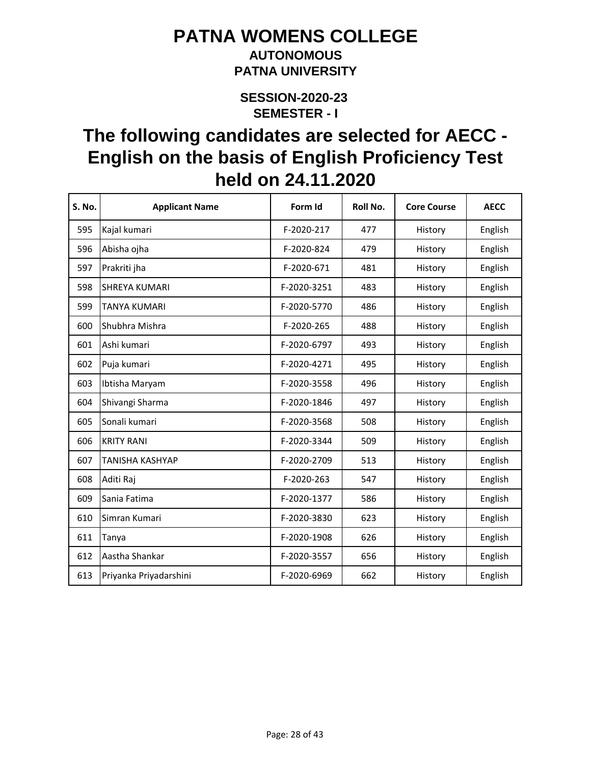# PATNA WOMENS COLLEGE

## AUTONOMOUS

## PATNA UNIVERSITY

### SESSION-2020-23

### SEMESTER - I

# The following candidates are selected for AECC - English on the basis of English Proficiency Test held on 24.11.2020

| S. No. | Applicant Name | Form Id | Roll No. | Core Course | AECC |
|---|---|---|---|---|---|
| 595 | Kajal kumari | F-2020-217 | 477 | History | English |
| 596 | Abisha ojha | F-2020-824 | 479 | History | English |
| 597 | Prakriti jha | F-2020-671 | 481 | History | English |
| 598 | SHREYA KUMARI | F-2020-3251 | 483 | History | English |
| 599 | TANYA KUMARI | F-2020-5770 | 486 | History | English |
| 600 | Shubhra Mishra | F-2020-265 | 488 | History | English |
| 601 | Ashi kumari | F-2020-6797 | 493 | History | English |
| 602 | Puja kumari | F-2020-4271 | 495 | History | English |
| 603 | Ibtisha Maryam | F-2020-3558 | 496 | History | English |
| 604 | Shivangi Sharma | F-2020-1846 | 497 | History | English |
| 605 | Sonali kumari | F-2020-3568 | 508 | History | English |
| 606 | KRITY RANI | F-2020-3344 | 509 | History | English |
| 607 | TANISHA KASHYAP | F-2020-2709 | 513 | History | English |
| 608 | Aditi Raj | F-2020-263 | 547 | History | English |
| 609 | Sania Fatima | F-2020-1377 | 586 | History | English |
| 610 | Simran Kumari | F-2020-3830 | 623 | History | English |
| 611 | Tanya | F-2020-1908 | 626 | History | English |
| 612 | Aastha Shankar | F-2020-3557 | 656 | History | English |
| 613 | Priyanka Priyadarshini | F-2020-6969 | 662 | History | English |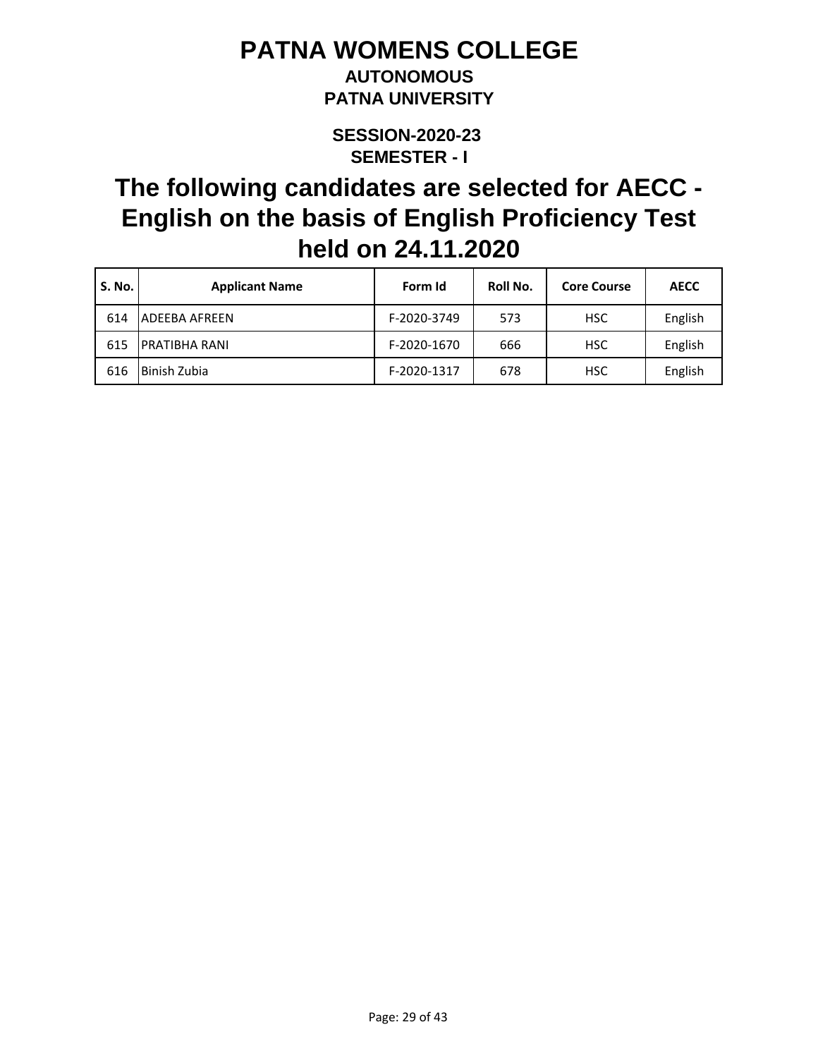# PATNA WOMENS COLLEGE

**AUTONOMOUS**

**PATNA UNIVERSITY**

**SESSION-2020-23**

**SEMESTER - I**

## The following candidates are selected for AECC - English on the basis of English Proficiency Test held on 24.11.2020

| S. No. | Applicant Name | Form Id | Roll No. | Core Course | AECC |
|---|---|---|---|---|---|
| 614 | ADEEBA AFREEN | F-2020-3749 | 573 | HSC | English |
| 615 | PRATIBHA RANI | F-2020-1670 | 666 | HSC | English |
| 616 | Binish Zubia | F-2020-1317 | 678 | HSC | English |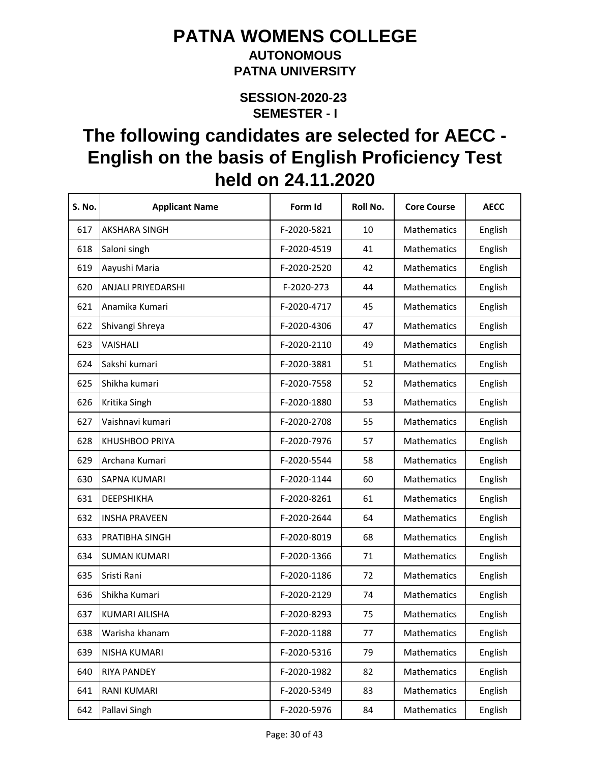# PATNA WOMENS COLLEGE

## AUTONOMOUS

## PATNA UNIVERSITY

### SESSION-2020-23

### SEMESTER - I

## The following candidates are selected for AECC - English on the basis of English Proficiency Test held on 24.11.2020

| S. No. | Applicant Name | Form Id | Roll No. | Core Course | AECC |
|---|---|---|---|---|---|
| 617 | AKSHARA SINGH | F-2020-5821 | 10 | Mathematics | English |
| 618 | Saloni singh | F-2020-4519 | 41 | Mathematics | English |
| 619 | Aayushi Maria | F-2020-2520 | 42 | Mathematics | English |
| 620 | ANJALI PRIYEDARSHI | F-2020-273 | 44 | Mathematics | English |
| 621 | Anamika Kumari | F-2020-4717 | 45 | Mathematics | English |
| 622 | Shivangi Shreya | F-2020-4306 | 47 | Mathematics | English |
| 623 | VAISHALI | F-2020-2110 | 49 | Mathematics | English |
| 624 | Sakshi kumari | F-2020-3881 | 51 | Mathematics | English |
| 625 | Shikha kumari | F-2020-7558 | 52 | Mathematics | English |
| 626 | Kritika Singh | F-2020-1880 | 53 | Mathematics | English |
| 627 | Vaishnavi kumari | F-2020-2708 | 55 | Mathematics | English |
| 628 | KHUSHBOO PRIYA | F-2020-7976 | 57 | Mathematics | English |
| 629 | Archana Kumari | F-2020-5544 | 58 | Mathematics | English |
| 630 | SAPNA KUMARI | F-2020-1144 | 60 | Mathematics | English |
| 631 | DEEPSHIKHA | F-2020-8261 | 61 | Mathematics | English |
| 632 | INSHA PRAVEEN | F-2020-2644 | 64 | Mathematics | English |
| 633 | PRATIBHA SINGH | F-2020-8019 | 68 | Mathematics | English |
| 634 | SUMAN KUMARI | F-2020-1366 | 71 | Mathematics | English |
| 635 | Sristi Rani | F-2020-1186 | 72 | Mathematics | English |
| 636 | Shikha Kumari | F-2020-2129 | 74 | Mathematics | English |
| 637 | KUMARI AILISHA | F-2020-8293 | 75 | Mathematics | English |
| 638 | Warisha khanam | F-2020-1188 | 77 | Mathematics | English |
| 639 | NISHA KUMARI | F-2020-5316 | 79 | Mathematics | English |
| 640 | RIYA PANDEY | F-2020-1982 | 82 | Mathematics | English |
| 641 | RANI KUMARI | F-2020-5349 | 83 | Mathematics | English |
| 642 | Pallavi Singh | F-2020-5976 | 84 | Mathematics | English |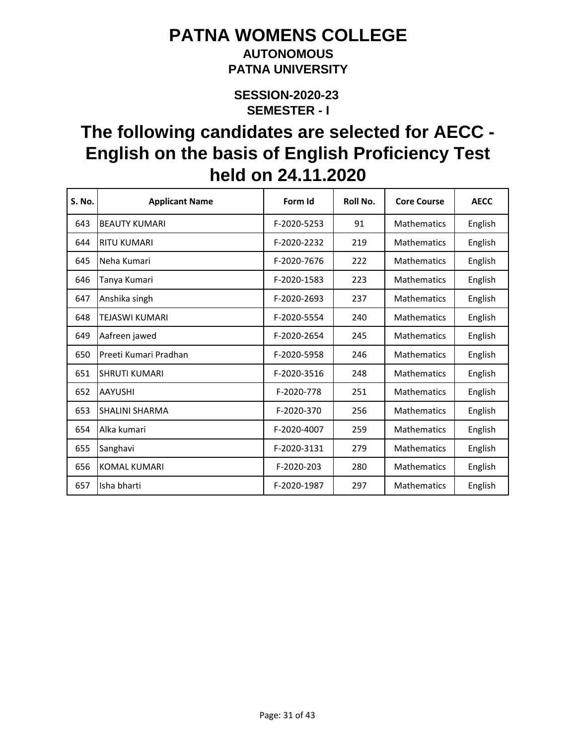# PATNA WOMENS COLLEGE

### AUTONOMOUS

### PATNA UNIVERSITY

### SESSION-2020-23

### SEMESTER - I

## The following candidates are selected for AECC - English on the basis of English Proficiency Test held on 24.11.2020

| S. No. | Applicant Name | Form Id | Roll No. | Core Course | AECC |
|---|---|---|---|---|---|
| 643 | BEAUTY KUMARI | F-2020-5253 | 91 | Mathematics | English |
| 644 | RITU KUMARI | F-2020-2232 | 219 | Mathematics | English |
| 645 | Neha Kumari | F-2020-7676 | 222 | Mathematics | English |
| 646 | Tanya Kumari | F-2020-1583 | 223 | Mathematics | English |
| 647 | Anshika singh | F-2020-2693 | 237 | Mathematics | English |
| 648 | TEJASWI KUMARI | F-2020-5554 | 240 | Mathematics | English |
| 649 | Aafreen jawed | F-2020-2654 | 245 | Mathematics | English |
| 650 | Preeti Kumari Pradhan | F-2020-5958 | 246 | Mathematics | English |
| 651 | SHRUTI KUMARI | F-2020-3516 | 248 | Mathematics | English |
| 652 | AAYUSHI | F-2020-778 | 251 | Mathematics | English |
| 653 | SHALINI SHARMA | F-2020-370 | 256 | Mathematics | English |
| 654 | Alka kumari | F-2020-4007 | 259 | Mathematics | English |
| 655 | Sanghavi | F-2020-3131 | 279 | Mathematics | English |
| 656 | KOMAL KUMARI | F-2020-203 | 280 | Mathematics | English |
| 657 | Isha bharti | F-2020-1987 | 297 | Mathematics | English |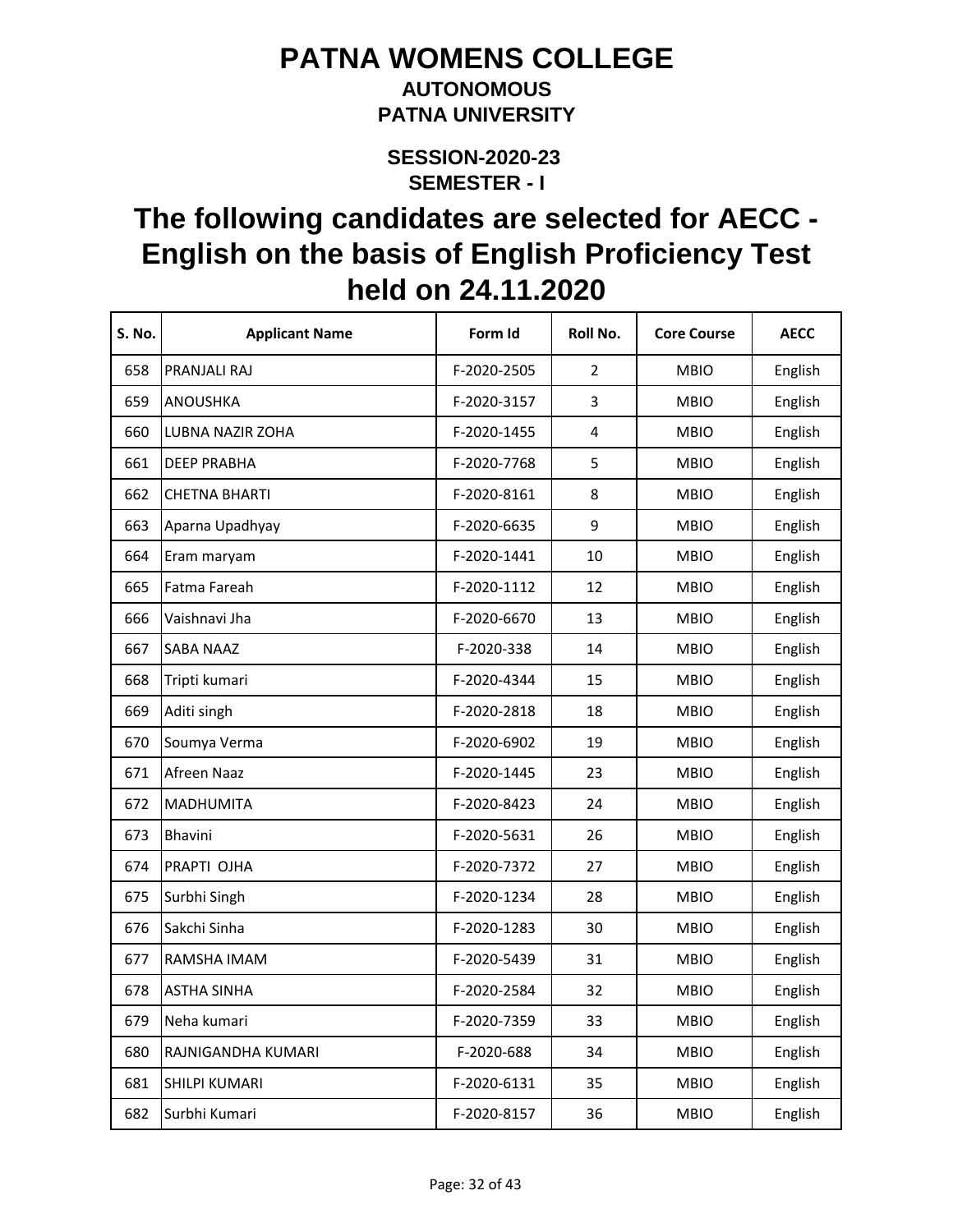# PATNA WOMENS COLLEGE

## AUTONOMOUS

## PATNA UNIVERSITY

### SESSION-2020-23

### SEMESTER - I

# The following candidates are selected for AECC - English on the basis of English Proficiency Test held on 24.11.2020

| S. No. | Applicant Name | Form Id | Roll No. | Core Course | AECC |
|---|---|---|---|---|---|
| 658 | PRANJALI RAJ | F-2020-2505 | 2 | MBIO | English |
| 659 | ANOUSHKA | F-2020-3157 | 3 | MBIO | English |
| 660 | LUBNA NAZIR ZOHA | F-2020-1455 | 4 | MBIO | English |
| 661 | DEEP PRABHA | F-2020-7768 | 5 | MBIO | English |
| 662 | CHETNA BHARTI | F-2020-8161 | 8 | MBIO | English |
| 663 | Aparna Upadhyay | F-2020-6635 | 9 | MBIO | English |
| 664 | Eram maryam | F-2020-1441 | 10 | MBIO | English |
| 665 | Fatma Fareah | F-2020-1112 | 12 | MBIO | English |
| 666 | Vaishnavi Jha | F-2020-6670 | 13 | MBIO | English |
| 667 | SABA NAAZ | F-2020-338 | 14 | MBIO | English |
| 668 | Tripti kumari | F-2020-4344 | 15 | MBIO | English |
| 669 | Aditi singh | F-2020-2818 | 18 | MBIO | English |
| 670 | Soumya Verma | F-2020-6902 | 19 | MBIO | English |
| 671 | Afreen Naaz | F-2020-1445 | 23 | MBIO | English |
| 672 | MADHUMITA | F-2020-8423 | 24 | MBIO | English |
| 673 | Bhavini | F-2020-5631 | 26 | MBIO | English |
| 674 | PRAPTI OJHA | F-2020-7372 | 27 | MBIO | English |
| 675 | Surbhi Singh | F-2020-1234 | 28 | MBIO | English |
| 676 | Sakchi Sinha | F-2020-1283 | 30 | MBIO | English |
| 677 | RAMSHA IMAM | F-2020-5439 | 31 | MBIO | English |
| 678 | ASTHA SINHA | F-2020-2584 | 32 | MBIO | English |
| 679 | Neha kumari | F-2020-7359 | 33 | MBIO | English |
| 680 | RAJNIGANDHA KUMARI | F-2020-688 | 34 | MBIO | English |
| 681 | SHILPI KUMARI | F-2020-6131 | 35 | MBIO | English |
| 682 | Surbhi Kumari | F-2020-8157 | 36 | MBIO | English |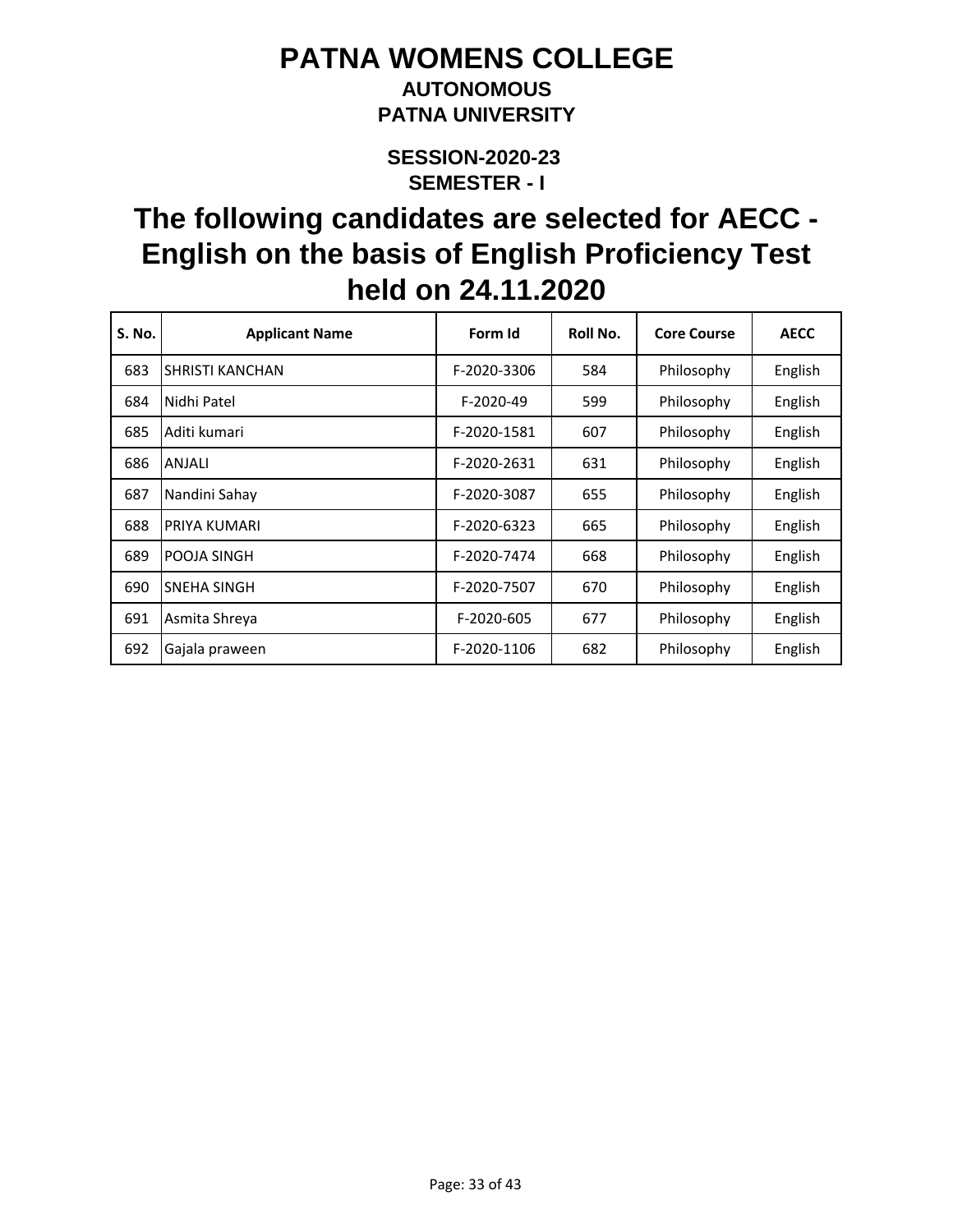# PATNA WOMENS COLLEGE

## AUTONOMOUS

## PATNA UNIVERSITY

### SESSION-2020-23

### SEMESTER - I

# The following candidates are selected for AECC - English on the basis of English Proficiency Test held on 24.11.2020

| S. No. | Applicant Name | Form Id | Roll No. | Core Course | AECC |
|---|---|---|---|---|---|
| 683 | SHRISTI KANCHAN | F-2020-3306 | 584 | Philosophy | English |
| 684 | Nidhi Patel | F-2020-49 | 599 | Philosophy | English |
| 685 | Aditi kumari | F-2020-1581 | 607 | Philosophy | English |
| 686 | ANJALI | F-2020-2631 | 631 | Philosophy | English |
| 687 | Nandini Sahay | F-2020-3087 | 655 | Philosophy | English |
| 688 | PRIYA KUMARI | F-2020-6323 | 665 | Philosophy | English |
| 689 | POOJA SINGH | F-2020-7474 | 668 | Philosophy | English |
| 690 | SNEHA SINGH | F-2020-7507 | 670 | Philosophy | English |
| 691 | Asmita Shreya | F-2020-605 | 677 | Philosophy | English |
| 692 | Gajala praween | F-2020-1106 | 682 | Philosophy | English |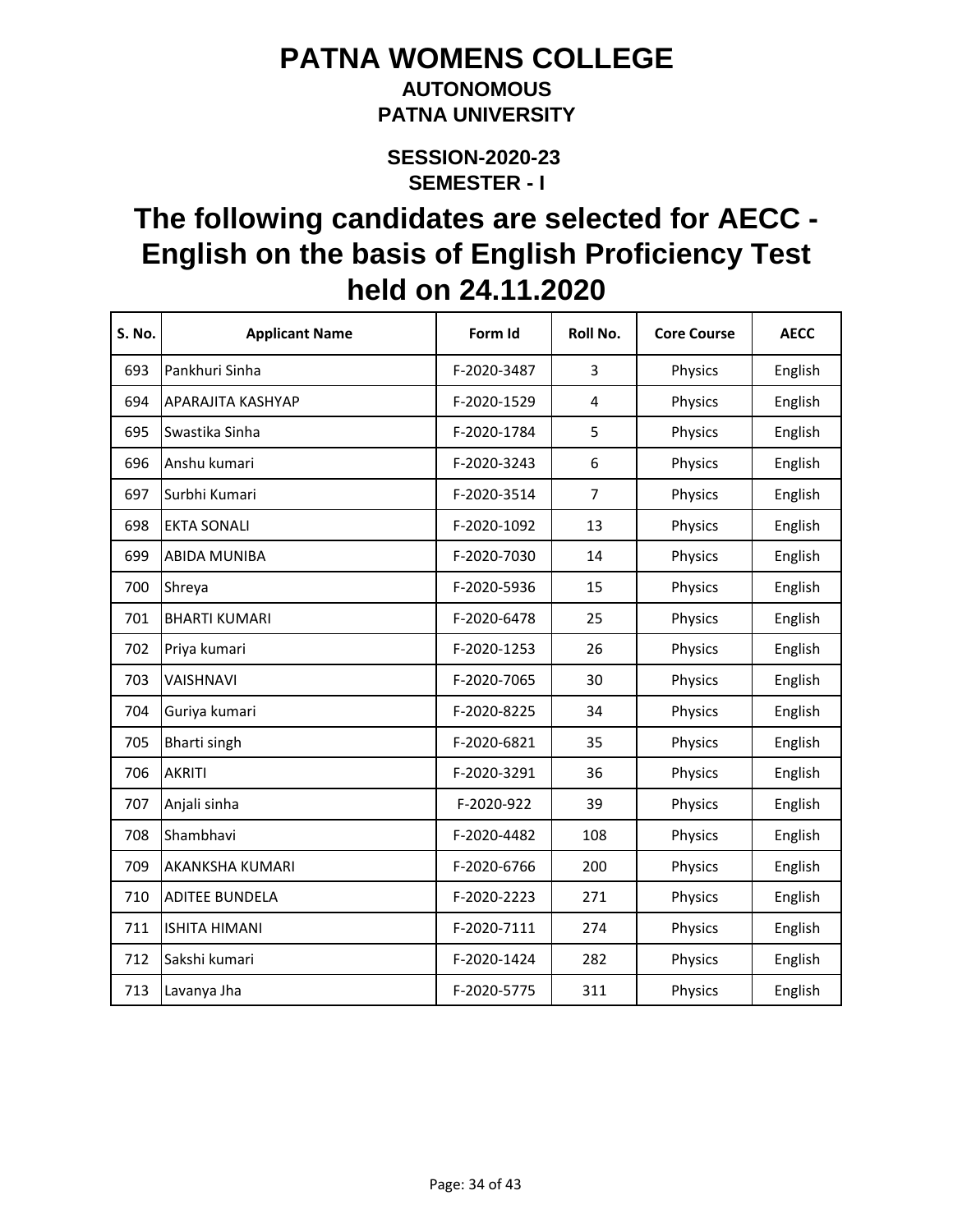# PATNA WOMENS COLLEGE

**AUTONOMOUS**

**PATNA UNIVERSITY**

**SESSION-2020-23**

**SEMESTER - I**

## The following candidates are selected for AECC - English on the basis of English Proficiency Test held on 24.11.2020

| S. No. | Applicant Name | Form Id | Roll No. | Core Course | AECC |
|---|---|---|---|---|---|
| 693 | Pankhuri Sinha | F-2020-3487 | 3 | Physics | English |
| 694 | APARAJITA KASHYAP | F-2020-1529 | 4 | Physics | English |
| 695 | Swastika Sinha | F-2020-1784 | 5 | Physics | English |
| 696 | Anshu kumari | F-2020-3243 | 6 | Physics | English |
| 697 | Surbhi Kumari | F-2020-3514 | 7 | Physics | English |
| 698 | EKTA SONALI | F-2020-1092 | 13 | Physics | English |
| 699 | ABIDA MUNIBA | F-2020-7030 | 14 | Physics | English |
| 700 | Shreya | F-2020-5936 | 15 | Physics | English |
| 701 | BHARTI KUMARI | F-2020-6478 | 25 | Physics | English |
| 702 | Priya kumari | F-2020-1253 | 26 | Physics | English |
| 703 | VAISHNAVI | F-2020-7065 | 30 | Physics | English |
| 704 | Guriya kumari | F-2020-8225 | 34 | Physics | English |
| 705 | Bharti singh | F-2020-6821 | 35 | Physics | English |
| 706 | AKRITI | F-2020-3291 | 36 | Physics | English |
| 707 | Anjali sinha | F-2020-922 | 39 | Physics | English |
| 708 | Shambhavi | F-2020-4482 | 108 | Physics | English |
| 709 | AKANKSHA KUMARI | F-2020-6766 | 200 | Physics | English |
| 710 | ADITEE BUNDELA | F-2020-2223 | 271 | Physics | English |
| 711 | ISHITA HIMANI | F-2020-7111 | 274 | Physics | English |
| 712 | Sakshi kumari | F-2020-1424 | 282 | Physics | English |
| 713 | Lavanya Jha | F-2020-5775 | 311 | Physics | English |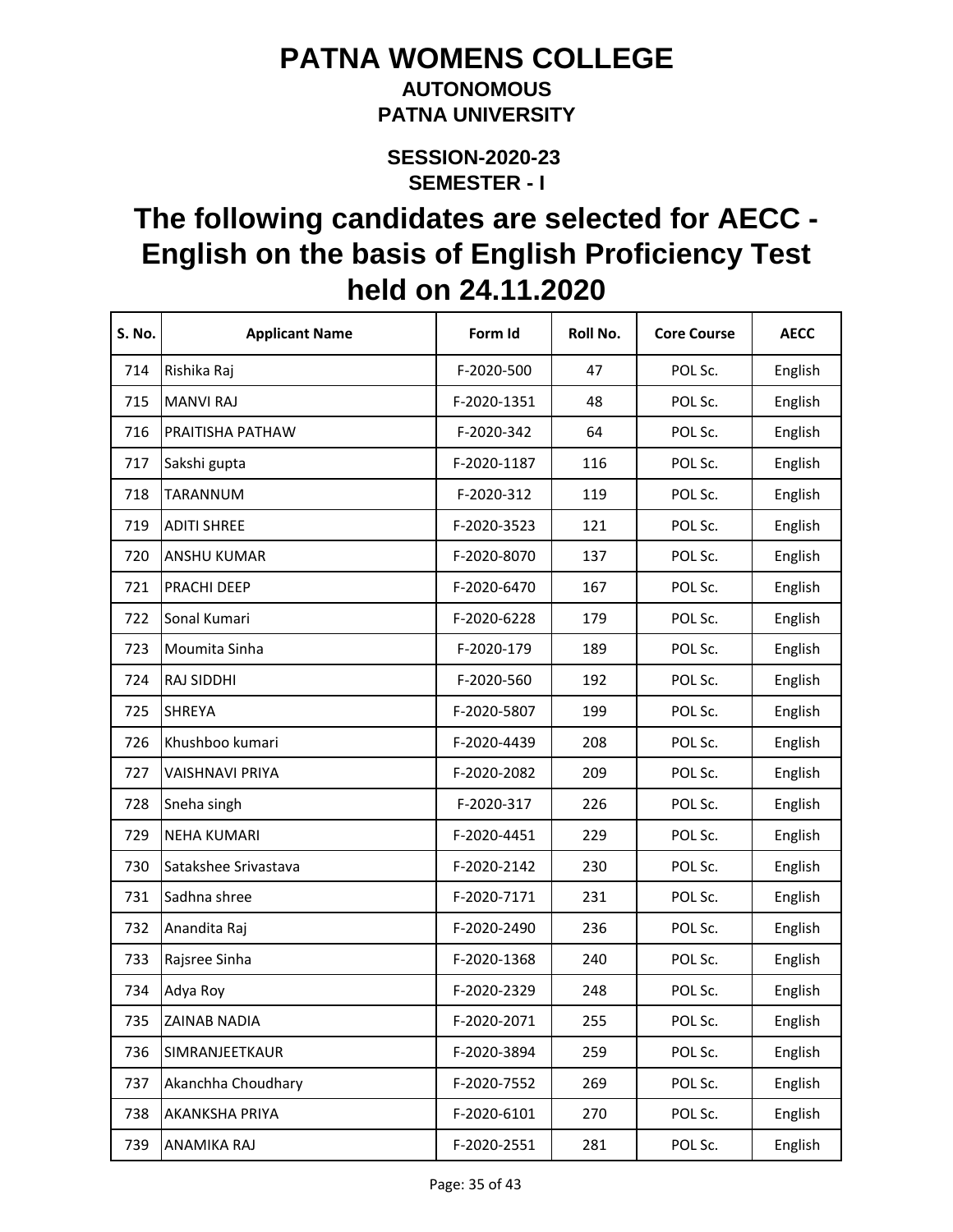# PATNA WOMENS COLLEGE

## AUTONOMOUS

## PATNA UNIVERSITY

### SESSION-2020-23

### SEMESTER - I

# The following candidates are selected for AECC - English on the basis of English Proficiency Test held on 24.11.2020

| S. No. | Applicant Name | Form Id | Roll No. | Core Course | AECC |
|---|---|---|---|---|---|
| 714 | Rishika Raj | F-2020-500 | 47 | POL Sc. | English |
| 715 | MANVI RAJ | F-2020-1351 | 48 | POL Sc. | English |
| 716 | PRAITISHA PATHAW | F-2020-342 | 64 | POL Sc. | English |
| 717 | Sakshi gupta | F-2020-1187 | 116 | POL Sc. | English |
| 718 | TARANNUM | F-2020-312 | 119 | POL Sc. | English |
| 719 | ADITI SHREE | F-2020-3523 | 121 | POL Sc. | English |
| 720 | ANSHU KUMAR | F-2020-8070 | 137 | POL Sc. | English |
| 721 | PRACHI DEEP | F-2020-6470 | 167 | POL Sc. | English |
| 722 | Sonal Kumari | F-2020-6228 | 179 | POL Sc. | English |
| 723 | Moumita Sinha | F-2020-179 | 189 | POL Sc. | English |
| 724 | RAJ SIDDHI | F-2020-560 | 192 | POL Sc. | English |
| 725 | SHREYA | F-2020-5807 | 199 | POL Sc. | English |
| 726 | Khushboo kumari | F-2020-4439 | 208 | POL Sc. | English |
| 727 | VAISHNAVI PRIYA | F-2020-2082 | 209 | POL Sc. | English |
| 728 | Sneha singh | F-2020-317 | 226 | POL Sc. | English |
| 729 | NEHA KUMARI | F-2020-4451 | 229 | POL Sc. | English |
| 730 | Satakshee Srivastava | F-2020-2142 | 230 | POL Sc. | English |
| 731 | Sadhna shree | F-2020-7171 | 231 | POL Sc. | English |
| 732 | Anandita Raj | F-2020-2490 | 236 | POL Sc. | English |
| 733 | Rajsree Sinha | F-2020-1368 | 240 | POL Sc. | English |
| 734 | Adya Roy | F-2020-2329 | 248 | POL Sc. | English |
| 735 | ZAINAB NADIA | F-2020-2071 | 255 | POL Sc. | English |
| 736 | SIMRANJEETKAUR | F-2020-3894 | 259 | POL Sc. | English |
| 737 | Akanchha Choudhary | F-2020-7552 | 269 | POL Sc. | English |
| 738 | AKANKSHA PRIYA | F-2020-6101 | 270 | POL Sc. | English |
| 739 | ANAMIKA RAJ | F-2020-2551 | 281 | POL Sc. | English |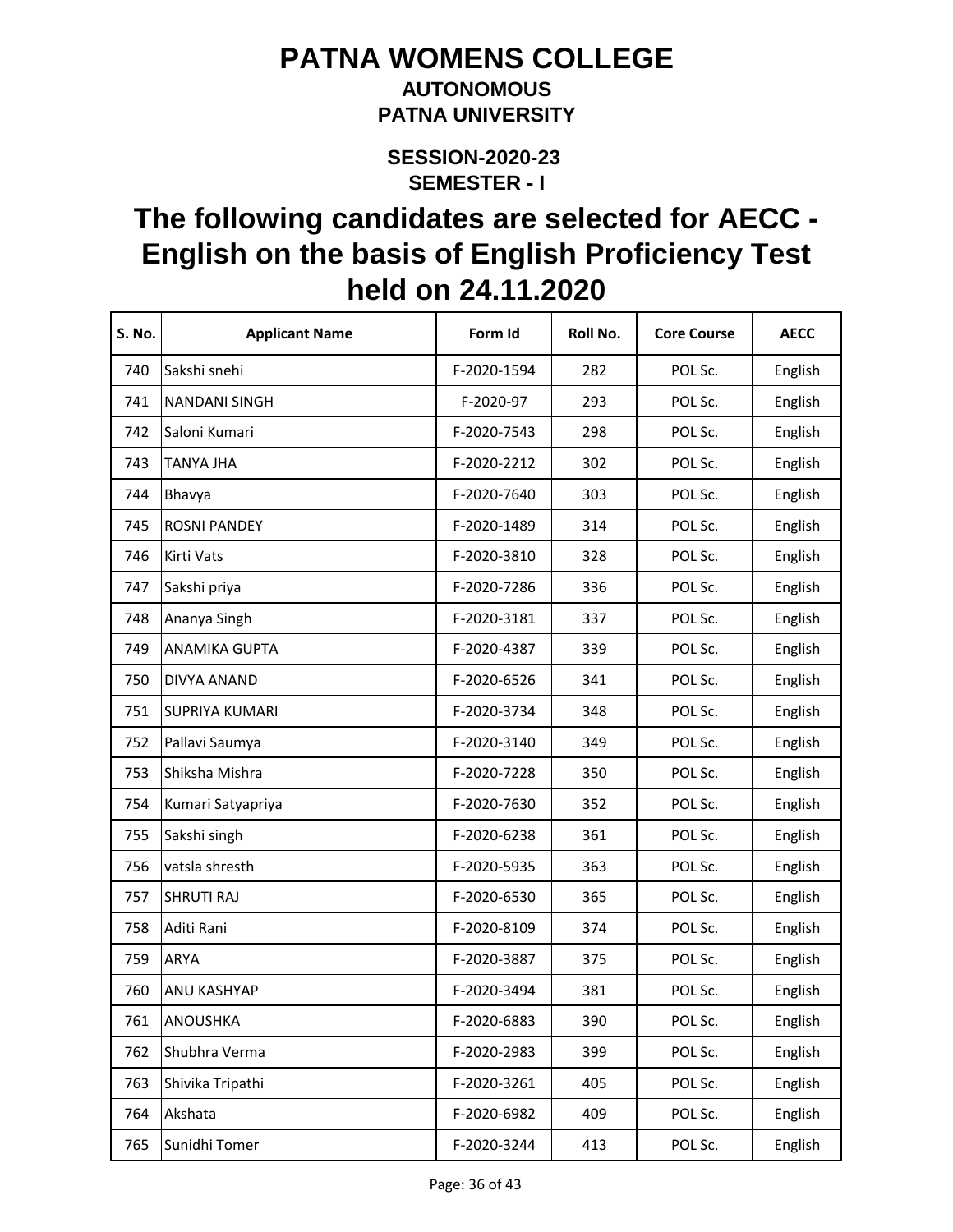# PATNA WOMENS COLLEGE

**AUTONOMOUS**

**PATNA UNIVERSITY**

**SESSION-2020-23**

**SEMESTER - I**

## The following candidates are selected for AECC - English on the basis of English Proficiency Test held on 24.11.2020

| S. No. | Applicant Name | Form Id | Roll No. | Core Course | AECC |
|---|---|---|---|---|---|
| 740 | Sakshi snehi | F-2020-1594 | 282 | POL Sc. | English |
| 741 | NANDANI SINGH | F-2020-97 | 293 | POL Sc. | English |
| 742 | Saloni Kumari | F-2020-7543 | 298 | POL Sc. | English |
| 743 | TANYA JHA | F-2020-2212 | 302 | POL Sc. | English |
| 744 | Bhavya | F-2020-7640 | 303 | POL Sc. | English |
| 745 | ROSNI PANDEY | F-2020-1489 | 314 | POL Sc. | English |
| 746 | Kirti Vats | F-2020-3810 | 328 | POL Sc. | English |
| 747 | Sakshi priya | F-2020-7286 | 336 | POL Sc. | English |
| 748 | Ananya Singh | F-2020-3181 | 337 | POL Sc. | English |
| 749 | ANAMIKA GUPTA | F-2020-4387 | 339 | POL Sc. | English |
| 750 | DIVYA ANAND | F-2020-6526 | 341 | POL Sc. | English |
| 751 | SUPRIYA KUMARI | F-2020-3734 | 348 | POL Sc. | English |
| 752 | Pallavi Saumya | F-2020-3140 | 349 | POL Sc. | English |
| 753 | Shiksha Mishra | F-2020-7228 | 350 | POL Sc. | English |
| 754 | Kumari Satyapriya | F-2020-7630 | 352 | POL Sc. | English |
| 755 | Sakshi singh | F-2020-6238 | 361 | POL Sc. | English |
| 756 | vatsla shresth | F-2020-5935 | 363 | POL Sc. | English |
| 757 | SHRUTI RAJ | F-2020-6530 | 365 | POL Sc. | English |
| 758 | Aditi Rani | F-2020-8109 | 374 | POL Sc. | English |
| 759 | ARYA | F-2020-3887 | 375 | POL Sc. | English |
| 760 | ANU KASHYAP | F-2020-3494 | 381 | POL Sc. | English |
| 761 | ANOUSHKA | F-2020-6883 | 390 | POL Sc. | English |
| 762 | Shubhra Verma | F-2020-2983 | 399 | POL Sc. | English |
| 763 | Shivika Tripathi | F-2020-3261 | 405 | POL Sc. | English |
| 764 | Akshata | F-2020-6982 | 409 | POL Sc. | English |
| 765 | Sunidhi Tomer | F-2020-3244 | 413 | POL Sc. | English |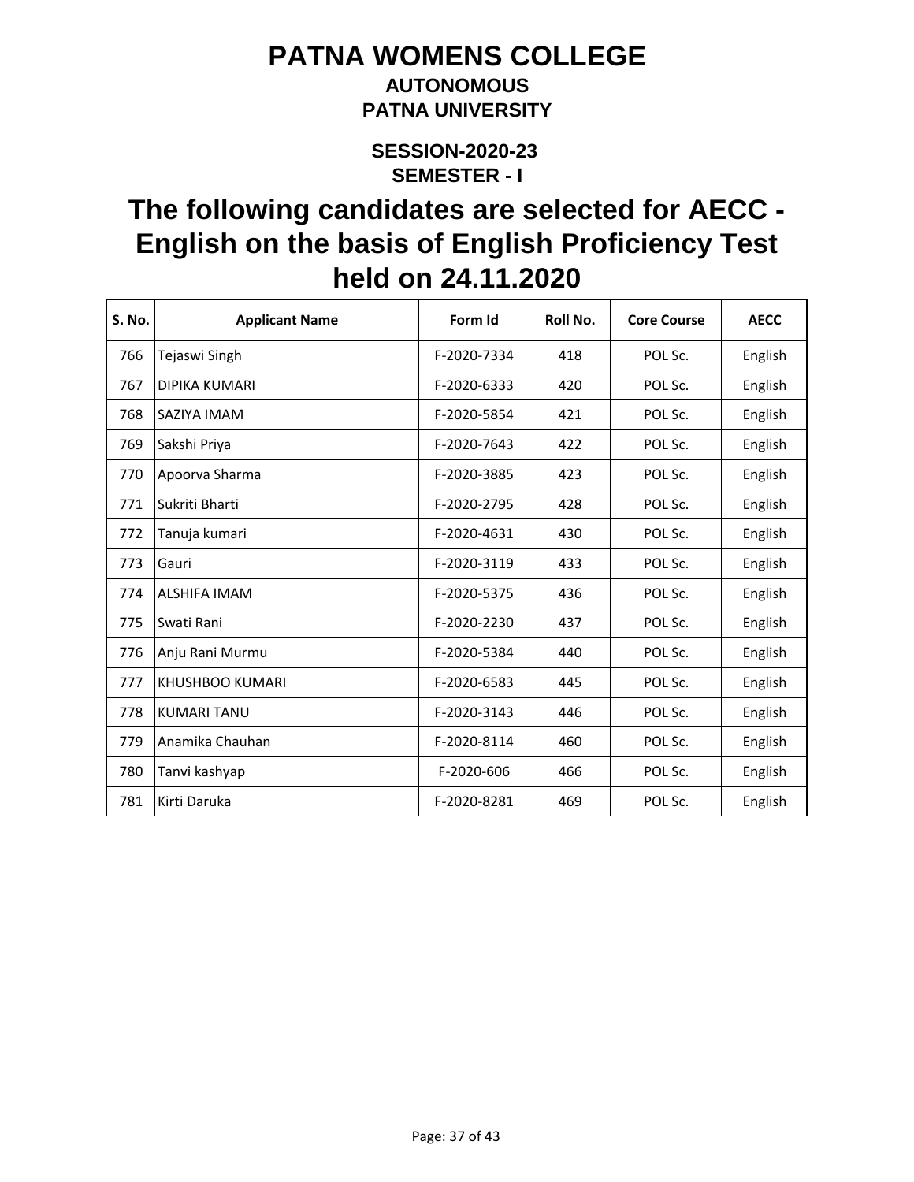# PATNA WOMENS COLLEGE

### AUTONOMOUS

### PATNA UNIVERSITY

### SESSION-2020-23

### SEMESTER - I

## The following candidates are selected for AECC - English on the basis of English Proficiency Test held on 24.11.2020

| S. No. | Applicant Name | Form Id | Roll No. | Core Course | AECC |
|---|---|---|---|---|---|
| 766 | Tejaswi Singh | F-2020-7334 | 418 | POL Sc. | English |
| 767 | DIPIKA KUMARI | F-2020-6333 | 420 | POL Sc. | English |
| 768 | SAZIYA IMAM | F-2020-5854 | 421 | POL Sc. | English |
| 769 | Sakshi Priya | F-2020-7643 | 422 | POL Sc. | English |
| 770 | Apoorva Sharma | F-2020-3885 | 423 | POL Sc. | English |
| 771 | Sukriti Bharti | F-2020-2795 | 428 | POL Sc. | English |
| 772 | Tanuja kumari | F-2020-4631 | 430 | POL Sc. | English |
| 773 | Gauri | F-2020-3119 | 433 | POL Sc. | English |
| 774 | ALSHIFA IMAM | F-2020-5375 | 436 | POL Sc. | English |
| 775 | Swati Rani | F-2020-2230 | 437 | POL Sc. | English |
| 776 | Anju Rani Murmu | F-2020-5384 | 440 | POL Sc. | English |
| 777 | KHUSHBOO KUMARI | F-2020-6583 | 445 | POL Sc. | English |
| 778 | KUMARI TANU | F-2020-3143 | 446 | POL Sc. | English |
| 779 | Anamika Chauhan | F-2020-8114 | 460 | POL Sc. | English |
| 780 | Tanvi kashyap | F-2020-606 | 466 | POL Sc. | English |
| 781 | Kirti Daruka | F-2020-8281 | 469 | POL Sc. | English |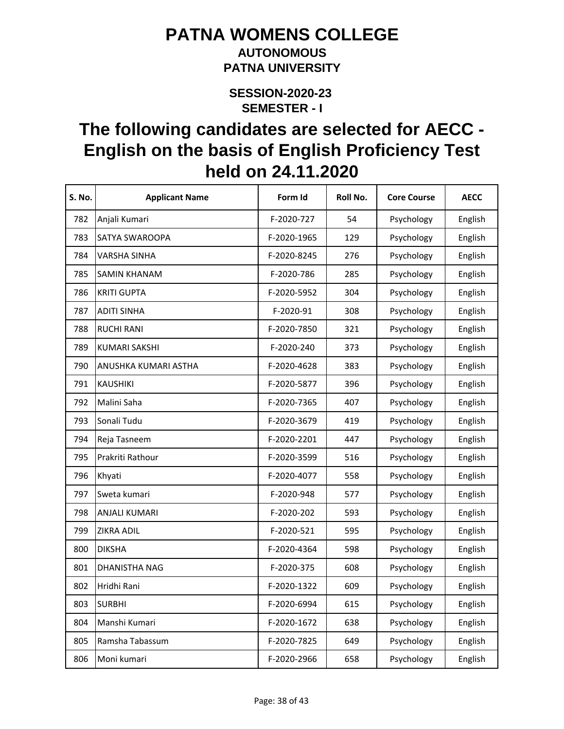# PATNA WOMENS COLLEGE

## AUTONOMOUS

## PATNA UNIVERSITY

### SESSION-2020-23

### SEMESTER - I

# The following candidates are selected for AECC - English on the basis of English Proficiency Test held on 24.11.2020

| S. No. | Applicant Name | Form Id | Roll No. | Core Course | AECC |
|---|---|---|---|---|---|
| 782 | Anjali Kumari | F-2020-727 | 54 | Psychology | English |
| 783 | SATYA SWAROOPA | F-2020-1965 | 129 | Psychology | English |
| 784 | VARSHA SINHA | F-2020-8245 | 276 | Psychology | English |
| 785 | SAMIN KHANAM | F-2020-786 | 285 | Psychology | English |
| 786 | KRITI GUPTA | F-2020-5952 | 304 | Psychology | English |
| 787 | ADITI SINHA | F-2020-91 | 308 | Psychology | English |
| 788 | RUCHI RANI | F-2020-7850 | 321 | Psychology | English |
| 789 | KUMARI SAKSHI | F-2020-240 | 373 | Psychology | English |
| 790 | ANUSHKA KUMARI ASTHA | F-2020-4628 | 383 | Psychology | English |
| 791 | KAUSHIKI | F-2020-5877 | 396 | Psychology | English |
| 792 | Malini Saha | F-2020-7365 | 407 | Psychology | English |
| 793 | Sonali Tudu | F-2020-3679 | 419 | Psychology | English |
| 794 | Reja Tasneem | F-2020-2201 | 447 | Psychology | English |
| 795 | Prakriti Rathour | F-2020-3599 | 516 | Psychology | English |
| 796 | Khyati | F-2020-4077 | 558 | Psychology | English |
| 797 | Sweta kumari | F-2020-948 | 577 | Psychology | English |
| 798 | ANJALI KUMARI | F-2020-202 | 593 | Psychology | English |
| 799 | ZIKRA ADIL | F-2020-521 | 595 | Psychology | English |
| 800 | DIKSHA | F-2020-4364 | 598 | Psychology | English |
| 801 | DHANISTHA NAG | F-2020-375 | 608 | Psychology | English |
| 802 | Hridhi Rani | F-2020-1322 | 609 | Psychology | English |
| 803 | SURBHI | F-2020-6994 | 615 | Psychology | English |
| 804 | Manshi Kumari | F-2020-1672 | 638 | Psychology | English |
| 805 | Ramsha Tabassum | F-2020-7825 | 649 | Psychology | English |
| 806 | Moni kumari | F-2020-2966 | 658 | Psychology | English |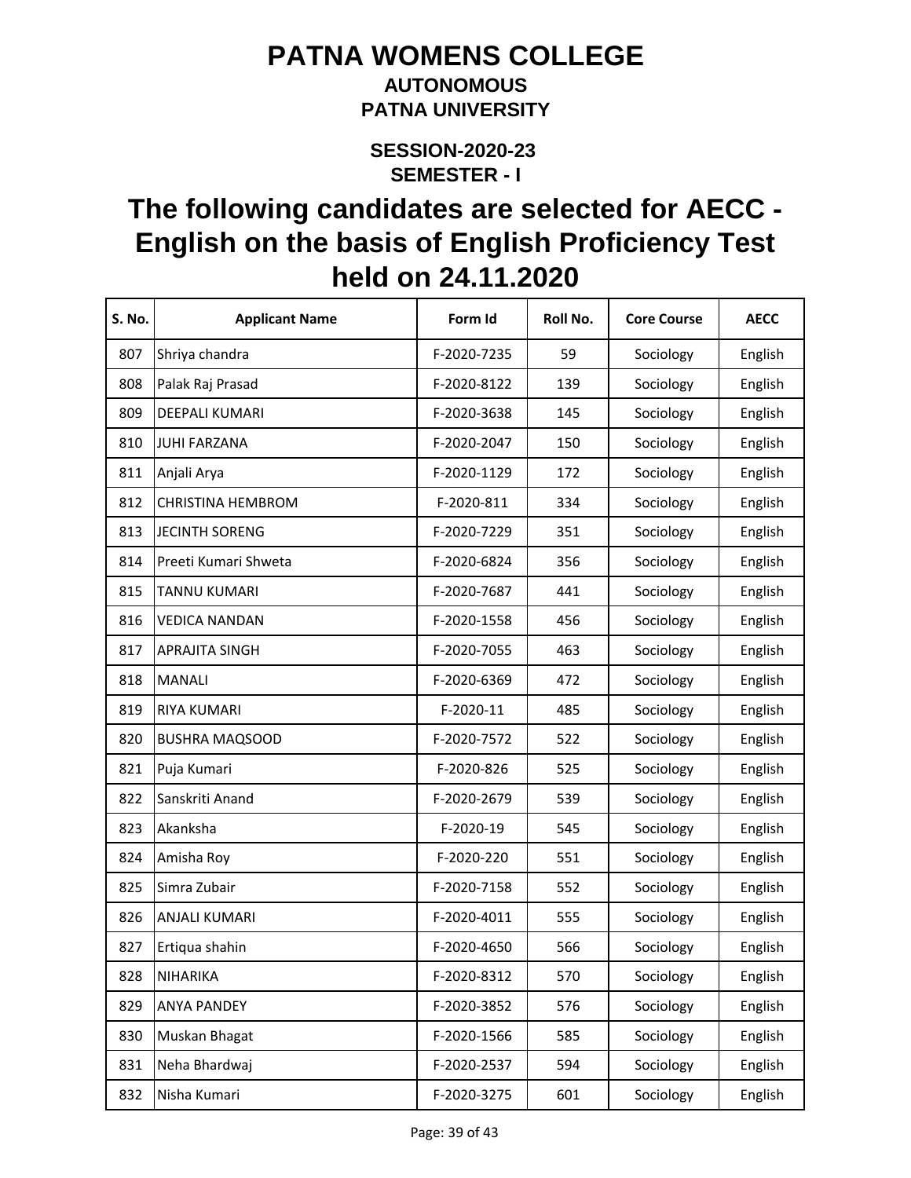# PATNA WOMENS COLLEGE

### AUTONOMOUS

### PATNA UNIVERSITY

### SESSION-2020-23

### SEMESTER - I

## The following candidates are selected for AECC - English on the basis of English Proficiency Test held on 24.11.2020

| S. No. | Applicant Name | Form Id | Roll No. | Core Course | AECC |
|---|---|---|---|---|---|
| 807 | Shriya chandra | F-2020-7235 | 59 | Sociology | English |
| 808 | Palak Raj Prasad | F-2020-8122 | 139 | Sociology | English |
| 809 | DEEPALI KUMARI | F-2020-3638 | 145 | Sociology | English |
| 810 | JUHI FARZANA | F-2020-2047 | 150 | Sociology | English |
| 811 | Anjali Arya | F-2020-1129 | 172 | Sociology | English |
| 812 | CHRISTINA HEMBROM | F-2020-811 | 334 | Sociology | English |
| 813 | JECINTH SORENG | F-2020-7229 | 351 | Sociology | English |
| 814 | Preeti Kumari Shweta | F-2020-6824 | 356 | Sociology | English |
| 815 | TANNU KUMARI | F-2020-7687 | 441 | Sociology | English |
| 816 | VEDICA NANDAN | F-2020-1558 | 456 | Sociology | English |
| 817 | APRAJITA SINGH | F-2020-7055 | 463 | Sociology | English |
| 818 | MANALI | F-2020-6369 | 472 | Sociology | English |
| 819 | RIYA KUMARI | F-2020-11 | 485 | Sociology | English |
| 820 | BUSHRA MAQSOOD | F-2020-7572 | 522 | Sociology | English |
| 821 | Puja Kumari | F-2020-826 | 525 | Sociology | English |
| 822 | Sanskriti Anand | F-2020-2679 | 539 | Sociology | English |
| 823 | Akanksha | F-2020-19 | 545 | Sociology | English |
| 824 | Amisha Roy | F-2020-220 | 551 | Sociology | English |
| 825 | Simra Zubair | F-2020-7158 | 552 | Sociology | English |
| 826 | ANJALI KUMARI | F-2020-4011 | 555 | Sociology | English |
| 827 | Ertiqua shahin | F-2020-4650 | 566 | Sociology | English |
| 828 | NIHARIKA | F-2020-8312 | 570 | Sociology | English |
| 829 | ANYA PANDEY | F-2020-3852 | 576 | Sociology | English |
| 830 | Muskan Bhagat | F-2020-1566 | 585 | Sociology | English |
| 831 | Neha Bhardwaj | F-2020-2537 | 594 | Sociology | English |
| 832 | Nisha Kumari | F-2020-3275 | 601 | Sociology | English |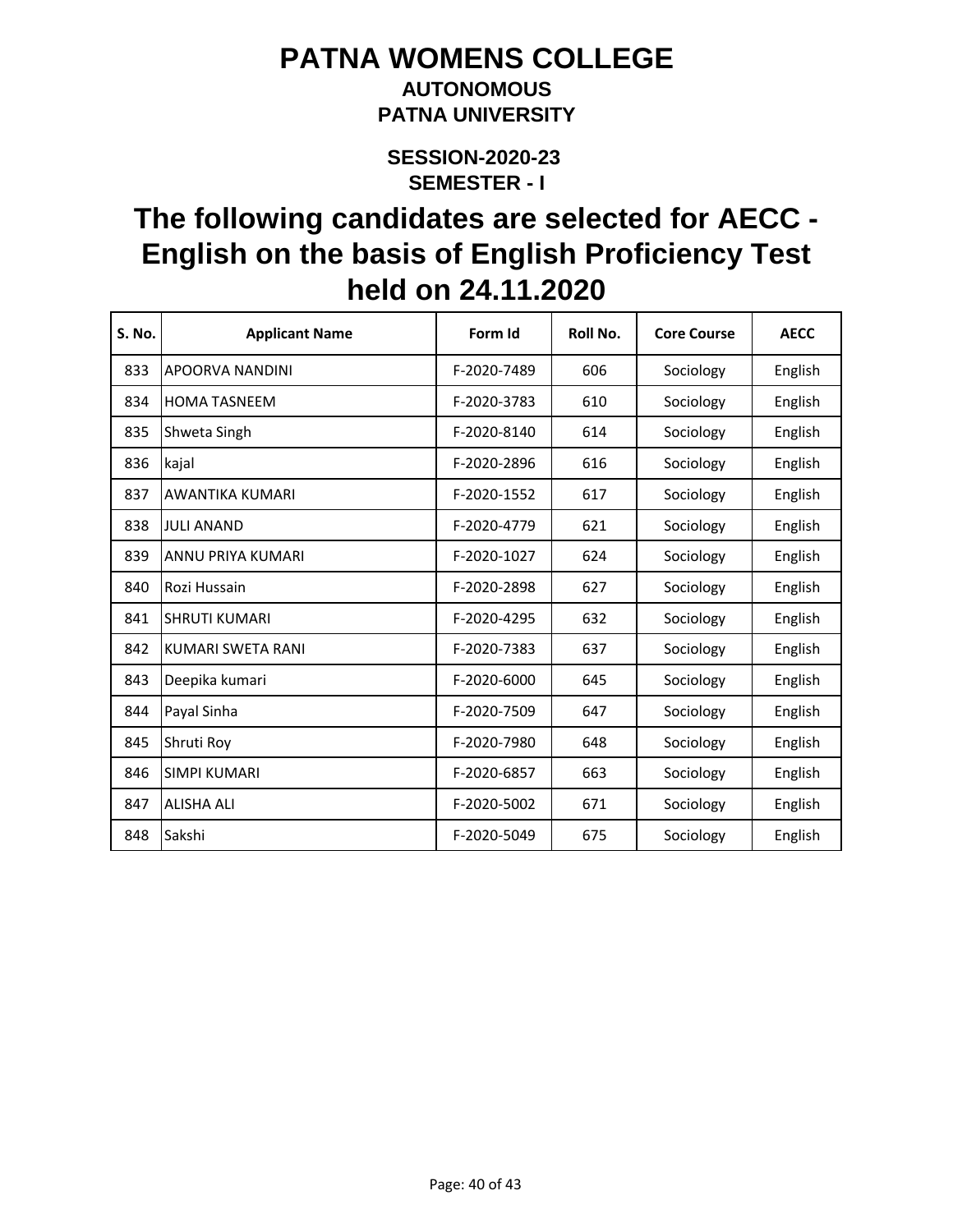# PATNA WOMENS COLLEGE

## AUTONOMOUS

## PATNA UNIVERSITY

### SESSION-2020-23

### SEMESTER - I

## The following candidates are selected for AECC - English on the basis of English Proficiency Test held on 24.11.2020

| S. No. | Applicant Name | Form Id | Roll No. | Core Course | AECC |
|---|---|---|---|---|---|
| 833 | APOORVA NANDINI | F-2020-7489 | 606 | Sociology | English |
| 834 | HOMA TASNEEM | F-2020-3783 | 610 | Sociology | English |
| 835 | Shweta Singh | F-2020-8140 | 614 | Sociology | English |
| 836 | kajal | F-2020-2896 | 616 | Sociology | English |
| 837 | AWANTIKA KUMARI | F-2020-1552 | 617 | Sociology | English |
| 838 | JULI ANAND | F-2020-4779 | 621 | Sociology | English |
| 839 | ANNU PRIYA KUMARI | F-2020-1027 | 624 | Sociology | English |
| 840 | Rozi Hussain | F-2020-2898 | 627 | Sociology | English |
| 841 | SHRUTI KUMARI | F-2020-4295 | 632 | Sociology | English |
| 842 | KUMARI SWETA RANI | F-2020-7383 | 637 | Sociology | English |
| 843 | Deepika kumari | F-2020-6000 | 645 | Sociology | English |
| 844 | Payal Sinha | F-2020-7509 | 647 | Sociology | English |
| 845 | Shruti Roy | F-2020-7980 | 648 | Sociology | English |
| 846 | SIMPI KUMARI | F-2020-6857 | 663 | Sociology | English |
| 847 | ALISHA ALI | F-2020-5002 | 671 | Sociology | English |
| 848 | Sakshi | F-2020-5049 | 675 | Sociology | English |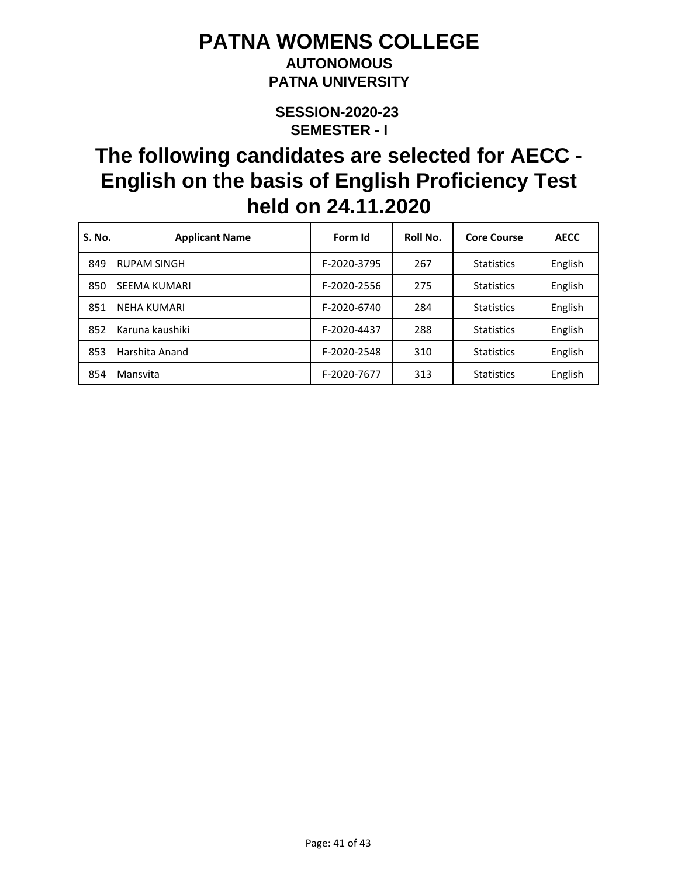# PATNA WOMENS COLLEGE

**AUTONOMOUS**

**PATNA UNIVERSITY**

**SESSION-2020-23**

**SEMESTER - I**

## The following candidates are selected for AECC - English on the basis of English Proficiency Test held on 24.11.2020

| S. No. | Applicant Name | Form Id | Roll No. | Core Course | AECC |
|---|---|---|---|---|---|
| 849 | RUPAM SINGH | F-2020-3795 | 267 | Statistics | English |
| 850 | SEEMA KUMARI | F-2020-2556 | 275 | Statistics | English |
| 851 | NEHA KUMARI | F-2020-6740 | 284 | Statistics | English |
| 852 | Karuna kaushiki | F-2020-4437 | 288 | Statistics | English |
| 853 | Harshita Anand | F-2020-2548 | 310 | Statistics | English |
| 854 | Mansvita | F-2020-7677 | 313 | Statistics | English |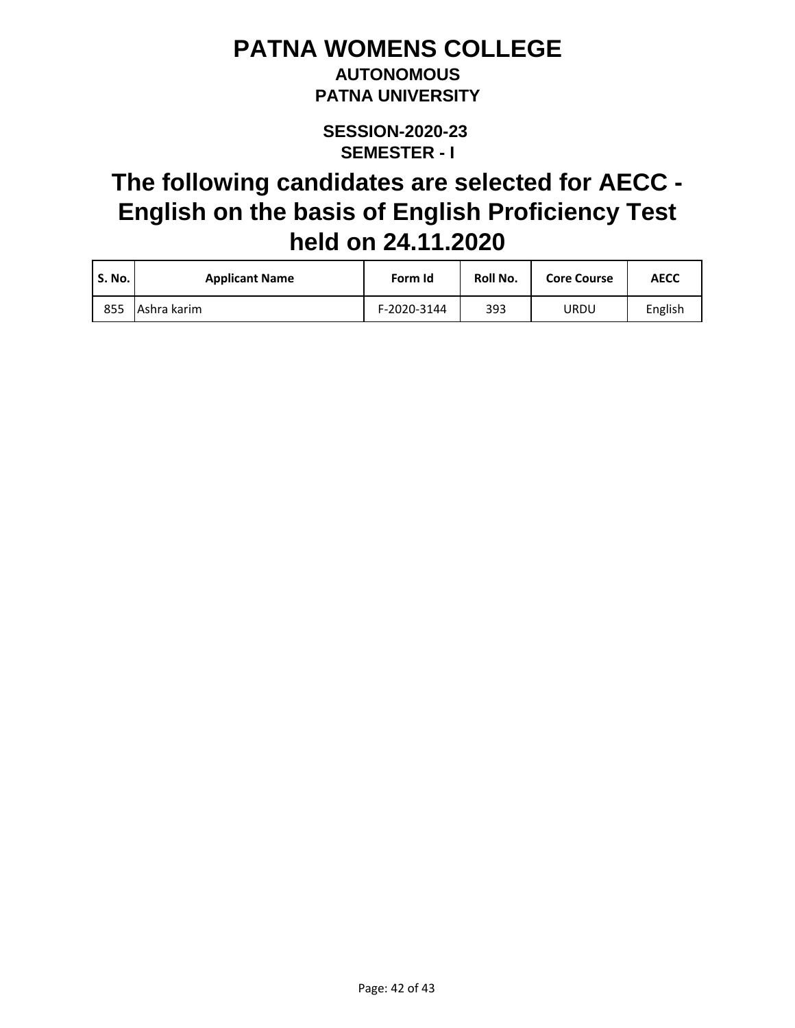# PATNA WOMENS COLLEGE

**AUTONOMOUS**

**PATNA UNIVERSITY**

**SESSION-2020-23**

**SEMESTER - I**

## The following candidates are selected for AECC - English on the basis of English Proficiency Test held on 24.11.2020

| S. No. | Applicant Name | Form Id | Roll No. | Core Course | AECC |
|---|---|---|---|---|---|
| 855 | Ashra karim | F-2020-3144 | 393 | URDU | English |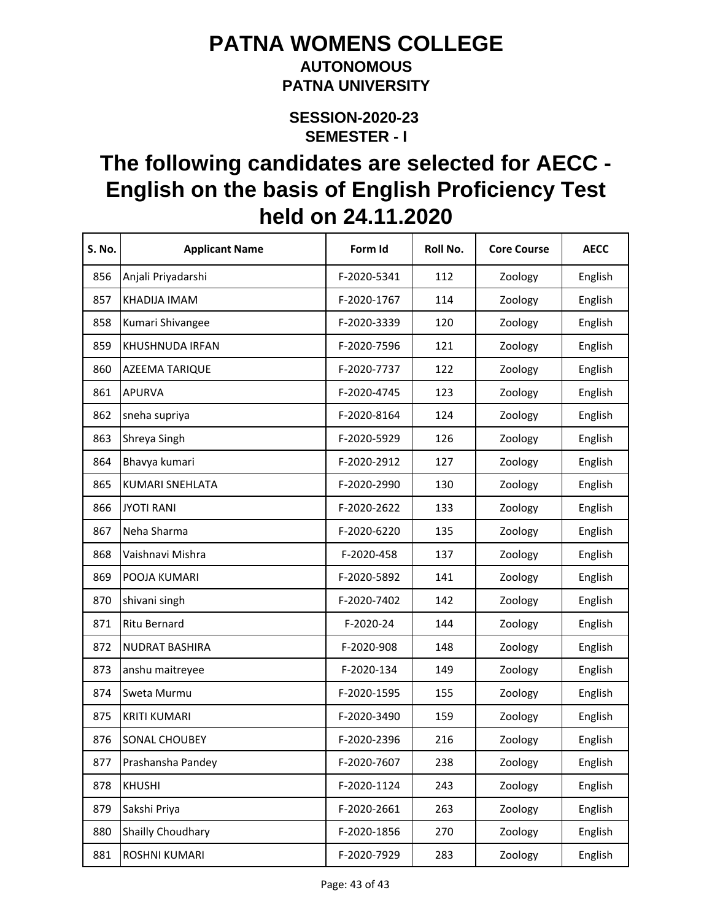# PATNA WOMENS COLLEGE

### AUTONOMOUS
### PATNA UNIVERSITY

### SESSION-2020-23
### SEMESTER - I

## The following candidates are selected for AECC - English on the basis of English Proficiency Test held on 24.11.2020

| S. No. | Applicant Name | Form Id | Roll No. | Core Course | AECC |
|---|---|---|---|---|---|
| 856 | Anjali Priyadarshi | F-2020-5341 | 112 | Zoology | English |
| 857 | KHADIJA IMAM | F-2020-1767 | 114 | Zoology | English |
| 858 | Kumari Shivangee | F-2020-3339 | 120 | Zoology | English |
| 859 | KHUSHNUDA IRFAN | F-2020-7596 | 121 | Zoology | English |
| 860 | AZEEMA TARIQUE | F-2020-7737 | 122 | Zoology | English |
| 861 | APURVA | F-2020-4745 | 123 | Zoology | English |
| 862 | sneha supriya | F-2020-8164 | 124 | Zoology | English |
| 863 | Shreya Singh | F-2020-5929 | 126 | Zoology | English |
| 864 | Bhavya kumari | F-2020-2912 | 127 | Zoology | English |
| 865 | KUMARI SNEHLATA | F-2020-2990 | 130 | Zoology | English |
| 866 | JYOTI RANI | F-2020-2622 | 133 | Zoology | English |
| 867 | Neha Sharma | F-2020-6220 | 135 | Zoology | English |
| 868 | Vaishnavi Mishra | F-2020-458 | 137 | Zoology | English |
| 869 | POOJA KUMARI | F-2020-5892 | 141 | Zoology | English |
| 870 | shivani singh | F-2020-7402 | 142 | Zoology | English |
| 871 | Ritu Bernard | F-2020-24 | 144 | Zoology | English |
| 872 | NUDRAT BASHIRA | F-2020-908 | 148 | Zoology | English |
| 873 | anshu maitreyee | F-2020-134 | 149 | Zoology | English |
| 874 | Sweta Murmu | F-2020-1595 | 155 | Zoology | English |
| 875 | KRITI KUMARI | F-2020-3490 | 159 | Zoology | English |
| 876 | SONAL CHOUBEY | F-2020-2396 | 216 | Zoology | English |
| 877 | Prashansha Pandey | F-2020-7607 | 238 | Zoology | English |
| 878 | KHUSHI | F-2020-1124 | 243 | Zoology | English |
| 879 | Sakshi Priya | F-2020-2661 | 263 | Zoology | English |
| 880 | Shailly Choudhary | F-2020-1856 | 270 | Zoology | English |
| 881 | ROSHNI KUMARI | F-2020-7929 | 283 | Zoology | English |